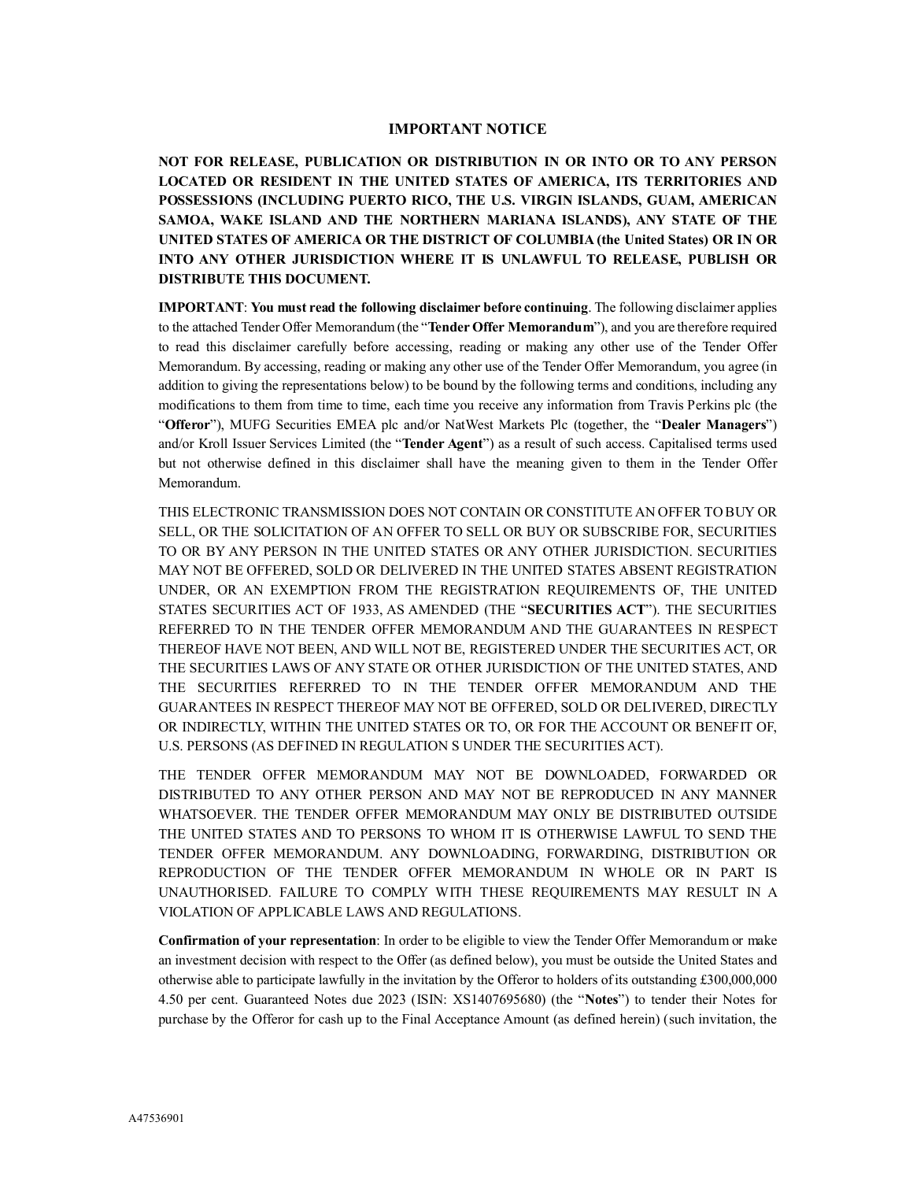# IMPORTANT NOTICE

**NOT FOR RELEASE, PUBLICATION OR DISTRIBUTION IN OR INTO OR TO ANY PERSON LOCATED OR RESIDENT IN THE UNITED STATES OF AMERICA, ITS TERRITORIES AND POSSESSIONS (INCLUDING PUERTO RICO, THE U.S. VIRGIN ISLANDS, GUAM, AMERICAN SAMOA, WAKE ISLAND AND THE NORTHERN MARIANA ISLANDS), ANY STATE OF THE UNITED STATES OF AMERICA OR THE DISTRICT OF COLUMBIA (the United States) OR IN OR INTO ANY OTHER JURISDICTION WHERE IT IS UNLAWFUL TO RELEASE, PUBLISH OR DISTRIBUTE THIS DOCUMENT.**

**IMPORTANT**: **You must read the following disclaimer before continuing**. The following disclaimer applies to the attached Tender Offer Memorandum (the "**Tender Offer Memorandum**"), and you are therefore required to read this disclaimer carefully before accessing, reading or making any other use of the Tender Offer Memorandum. By accessing, reading or making any other use of the Tender Offer Memorandum, you agree (in addition to giving the representations below) to be bound by the following terms and conditions, including any modifications to them from time to time, each time you receive any information from Travis Perkins plc (the "**Offeror**"), MUFG Securities EMEA plc and/or NatWest Markets Plc (together, the "**Dealer Managers**") and/or Kroll Issuer Services Limited (the "**Tender Agent**") as a result of such access. Capitalised terms used but not otherwise defined in this disclaimer shall have the meaning given to them in the Tender Offer Memorandum.

THIS ELECTRONIC TRANSMISSION DOES NOT CONTAIN OR CONSTITUTE AN OFFER TO BUY OR SELL, OR THE SOLICITATION OF AN OFFER TO SELL OR BUY OR SUBSCRIBE FOR, SECURITIES TO OR BY ANY PERSON IN THE UNITED STATES OR ANY OTHER JURISDICTION. SECURITIES MAY NOT BE OFFERED, SOLD OR DELIVERED IN THE UNITED STATES ABSENT REGISTRATION UNDER, OR AN EXEMPTION FROM THE REGISTRATION REQUIREMENTS OF, THE UNITED STATES SECURITIES ACT OF 1933, AS AMENDED (THE "**SECURITIES ACT**"). THE SECURITIES REFERRED TO IN THE TENDER OFFER MEMORANDUM AND THE GUARANTEES IN RESPECT THEREOF HAVE NOT BEEN, AND WILL NOT BE, REGISTERED UNDER THE SECURITIES ACT, OR THE SECURITIES LAWS OF ANY STATE OR OTHER JURISDICTION OF THE UNITED STATES, AND THE SECURITIES REFERRED TO IN THE TENDER OFFER MEMORANDUM AND THE GUARANTEES IN RESPECT THEREOF MAY NOT BE OFFERED, SOLD OR DELIVERED, DIRECTLY OR INDIRECTLY, WITHIN THE UNITED STATES OR TO, OR FOR THE ACCOUNT OR BENEFIT OF, U.S. PERSONS (AS DEFINED IN REGULATION S UNDER THE SECURITIES ACT).

THE TENDER OFFER MEMORANDUM MAY NOT BE DOWNLOADED, FORWARDED OR DISTRIBUTED TO ANY OTHER PERSON AND MAY NOT BE REPRODUCED IN ANY MANNER WHATSOEVER. THE TENDER OFFER MEMORANDUM MAY ONLY BE DISTRIBUTED OUTSIDE THE UNITED STATES AND TO PERSONS TO WHOM IT IS OTHERWISE LAWFUL TO SEND THE TENDER OFFER MEMORANDUM. ANY DOWNLOADING, FORWARDING, DISTRIBUTION OR REPRODUCTION OF THE TENDER OFFER MEMORANDUM IN WHOLE OR IN PART IS UNAUTHORISED. FAILURE TO COMPLY WITH THESE REQUIREMENTS MAY RESULT IN A VIOLATION OF APPLICABLE LAWS AND REGULATIONS.

**Confirmation of your representation**: In order to be eligible to view the Tender Offer Memorandum or make an investment decision with respect to the Offer (as defined below), you must be outside the United States and otherwise able to participate lawfully in the invitation by the Offeror to holders of its outstanding £300,000,000 4.50 per cent. Guaranteed Notes due 2023 (ISIN: XS1407695680) (the "**Notes**") to tender their Notes for purchase by the Offeror for cash up to the Final Acceptance Amount (as defined herein) (such invitation, the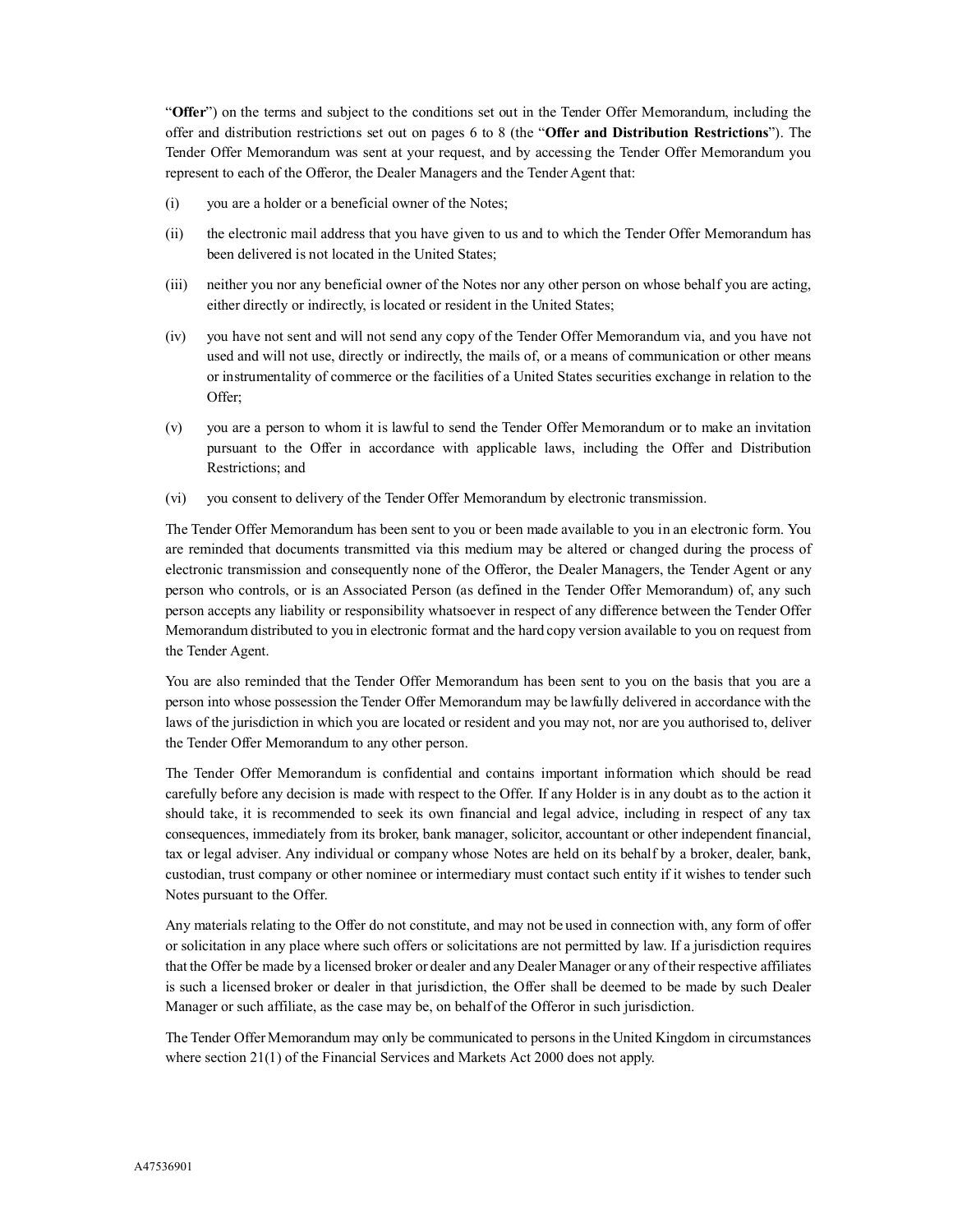"**Offer**") on the terms and subject to the conditions set out in the Tender Offer Memorandum, including the offer and distribution restrictions set out on pages 6 to 8 (the "**Offer and Distribution Restrictions**"). The Tender Offer Memorandum was sent at your request, and by accessing the Tender Offer Memorandum you represent to each of the Offeror, the Dealer Managers and the Tender Agent that:

(i) you are a holder or a beneficial owner of the Notes;

(ii) the electronic mail address that you have given to us and to which the Tender Offer Memorandum has been delivered is not located in the United States;

(iii) neither you nor any beneficial owner of the Notes nor any other person on whose behalf you are acting, either directly or indirectly, is located or resident in the United States;

(iv) you have not sent and will not send any copy of the Tender Offer Memorandum via, and you have not used and will not use, directly or indirectly, the mails of, or a means of communication or other means or instrumentality of commerce or the facilities of a United States securities exchange in relation to the Offer;

(v) you are a person to whom it is lawful to send the Tender Offer Memorandum or to make an invitation pursuant to the Offer in accordance with applicable laws, including the Offer and Distribution Restrictions; and

(vi) you consent to delivery of the Tender Offer Memorandum by electronic transmission.

The Tender Offer Memorandum has been sent to you or been made available to you in an electronic form. You are reminded that documents transmitted via this medium may be altered or changed during the process of electronic transmission and consequently none of the Offeror, the Dealer Managers, the Tender Agent or any person who controls, or is an Associated Person (as defined in the Tender Offer Memorandum) of, any such person accepts any liability or responsibility whatsoever in respect of any difference between the Tender Offer Memorandum distributed to you in electronic format and the hard copy version available to you on request from the Tender Agent.

You are also reminded that the Tender Offer Memorandum has been sent to you on the basis that you are a person into whose possession the Tender Offer Memorandum may be lawfully delivered in accordance with the laws of the jurisdiction in which you are located or resident and you may not, nor are you authorised to, deliver the Tender Offer Memorandum to any other person.

The Tender Offer Memorandum is confidential and contains important information which should be read carefully before any decision is made with respect to the Offer. If any Holder is in any doubt as to the action it should take, it is recommended to seek its own financial and legal advice, including in respect of any tax consequences, immediately from its broker, bank manager, solicitor, accountant or other independent financial, tax or legal adviser. Any individual or company whose Notes are held on its behalf by a broker, dealer, bank, custodian, trust company or other nominee or intermediary must contact such entity if it wishes to tender such Notes pursuant to the Offer.

Any materials relating to the Offer do not constitute, and may not be used in connection with, any form of offer or solicitation in any place where such offers or solicitations are not permitted by law. If a jurisdiction requires that the Offer be made by a licensed broker or dealer and any Dealer Manager or any of their respective affiliates is such a licensed broker or dealer in that jurisdiction, the Offer shall be deemed to be made by such Dealer Manager or such affiliate, as the case may be, on behalf of the Offeror in such jurisdiction.

The Tender Offer Memorandum may only be communicated to persons in the United Kingdom in circumstances where section 21(1) of the Financial Services and Markets Act 2000 does not apply.

A47536901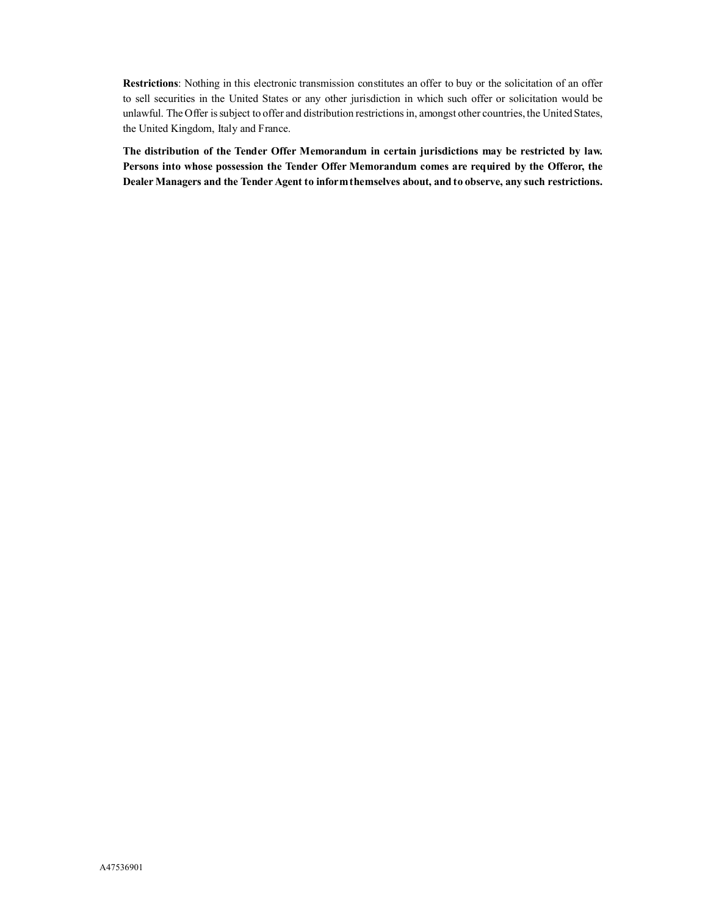**Restrictions**: Nothing in this electronic transmission constitutes an offer to buy or the solicitation of an offer to sell securities in the United States or any other jurisdiction in which such offer or solicitation would be unlawful. The Offer is subject to offer and distribution restrictions in, amongst other countries, the United States, the United Kingdom, Italy and France.

**The distribution of the Tender Offer Memorandum in certain jurisdictions may be restricted by law. Persons into whose possession the Tender Offer Memorandum comes are required by the Offeror, the Dealer Managers and the Tender Agent to inform themselves about, and to observe, any such restrictions.**

A47536901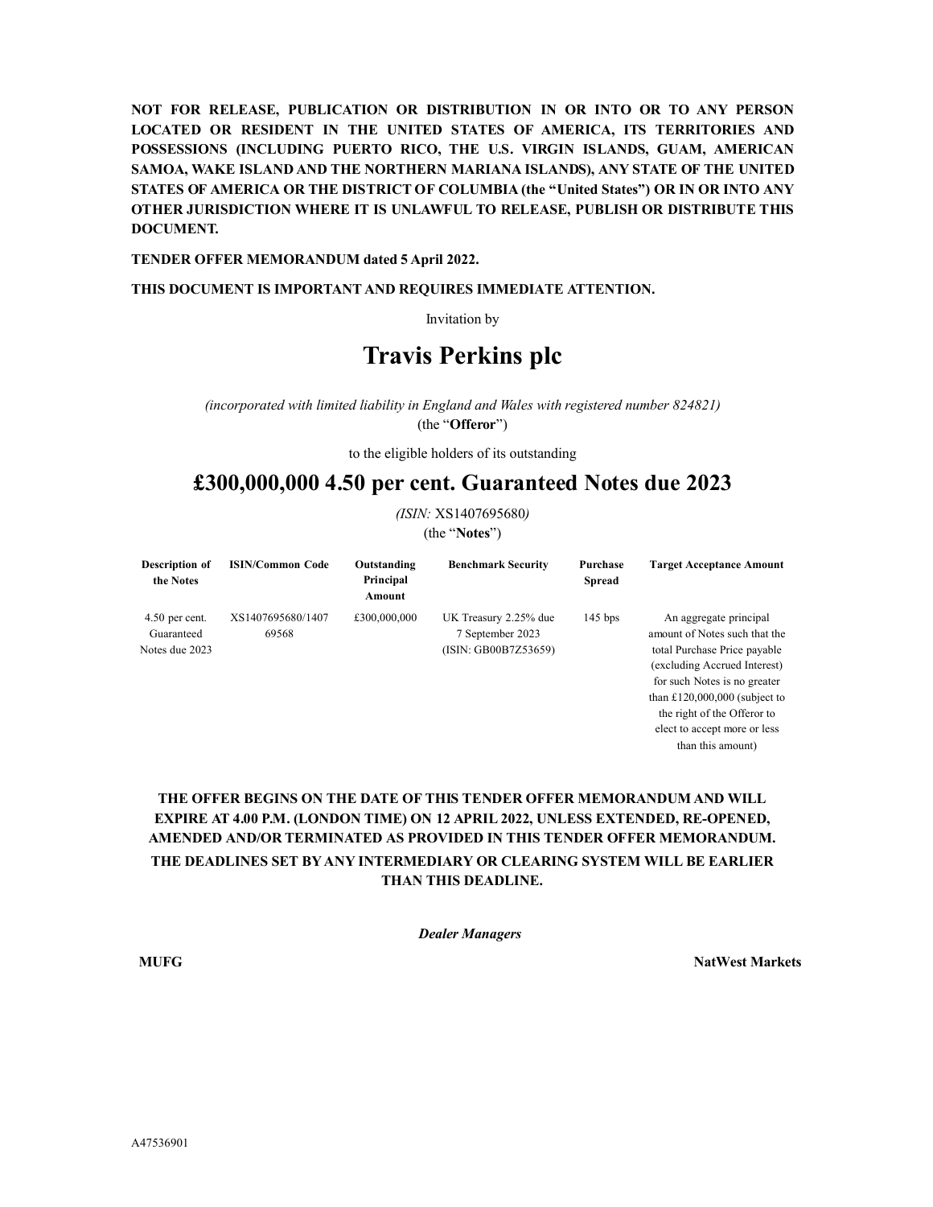**NOT FOR RELEASE, PUBLICATION OR DISTRIBUTION IN OR INTO OR TO ANY PERSON LOCATED OR RESIDENT IN THE UNITED STATES OF AMERICA, ITS TERRITORIES AND POSSESSIONS (INCLUDING PUERTO RICO, THE U.S. VIRGIN ISLANDS, GUAM, AMERICAN SAMOA, WAKE ISLAND AND THE NORTHERN MARIANA ISLANDS), ANY STATE OF THE UNITED STATES OF AMERICA OR THE DISTRICT OF COLUMBIA (the "United States") OR IN OR INTO ANY OTHER JURISDICTION WHERE IT IS UNLAWFUL TO RELEASE, PUBLISH OR DISTRIBUTE THIS DOCUMENT.**

**TENDER OFFER MEMORANDUM dated 5 April 2022.**

**THIS DOCUMENT IS IMPORTANT AND REQUIRES IMMEDIATE ATTENTION.**

Invitation by

# Travis Perkins plc

*(incorporated with limited liability in England and Wales with registered number 824821)*
(the "**Offeror**")

to the eligible holders of its outstanding

## £300,000,000 4.50 per cent. Guaranteed Notes due 2023

*(ISIN:* XS1407695680*)*
(the "**Notes**")

| Description of the Notes | ISIN/Common Code | Outstanding Principal Amount | Benchmark Security | Purchase Spread | Target Acceptance Amount |
|---|---|---|---|---|---|
| 4.50 per cent. Guaranteed Notes due 2023 | XS1407695680/140769568 | £300,000,000 | UK Treasury 2.25% due 7 September 2023 (ISIN: GB00B7Z53659) | 145 bps | An aggregate principal amount of Notes such that the total Purchase Price payable (excluding Accrued Interest) for such Notes is no greater than £120,000,000 (subject to the right of the Offeror to elect to accept more or less than this amount) |

**THE OFFER BEGINS ON THE DATE OF THIS TENDER OFFER MEMORANDUM AND WILL EXPIRE AT 4.00 P.M. (LONDON TIME) ON 12 APRIL 2022, UNLESS EXTENDED, RE-OPENED, AMENDED AND/OR TERMINATED AS PROVIDED IN THIS TENDER OFFER MEMORANDUM. THE DEADLINES SET BY ANY INTERMEDIARY OR CLEARING SYSTEM WILL BE EARLIER THAN THIS DEADLINE.**

***Dealer Managers***

**MUFG** **NatWest Markets**

A47536901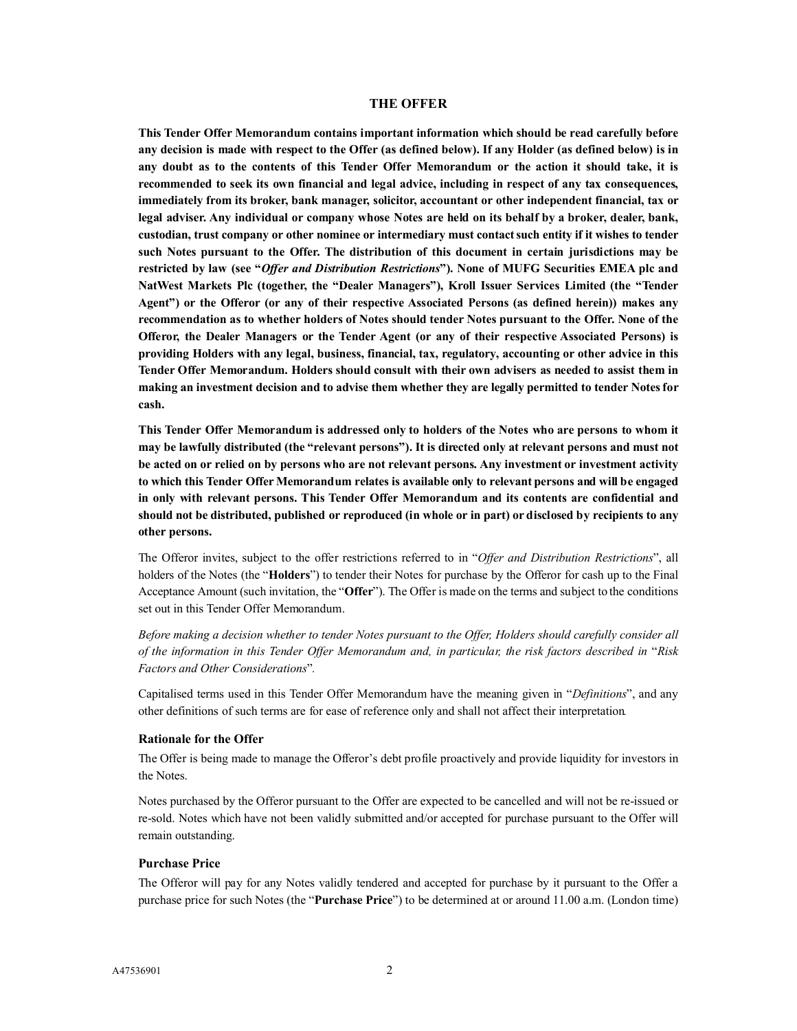## THE OFFER

**This Tender Offer Memorandum contains important information which should be read carefully before any decision is made with respect to the Offer (as defined below). If any Holder (as defined below) is in any doubt as to the contents of this Tender Offer Memorandum or the action it should take, it is recommended to seek its own financial and legal advice, including in respect of any tax consequences, immediately from its broker, bank manager, solicitor, accountant or other independent financial, tax or legal adviser. Any individual or company whose Notes are held on its behalf by a broker, dealer, bank, custodian, trust company or other nominee or intermediary must contact such entity if it wishes to tender such Notes pursuant to the Offer. The distribution of this document in certain jurisdictions may be restricted by law (see "*Offer and Distribution Restrictions*"). None of MUFG Securities EMEA plc and NatWest Markets Plc (together, the "Dealer Managers"), Kroll Issuer Services Limited (the "Tender Agent") or the Offeror (or any of their respective Associated Persons (as defined herein)) makes any recommendation as to whether holders of Notes should tender Notes pursuant to the Offer. None of the Offeror, the Dealer Managers or the Tender Agent (or any of their respective Associated Persons) is providing Holders with any legal, business, financial, tax, regulatory, accounting or other advice in this Tender Offer Memorandum. Holders should consult with their own advisers as needed to assist them in making an investment decision and to advise them whether they are legally permitted to tender Notes for cash.**

**This Tender Offer Memorandum is addressed only to holders of the Notes who are persons to whom it may be lawfully distributed (the "relevant persons"). It is directed only at relevant persons and must not be acted on or relied on by persons who are not relevant persons. Any investment or investment activity to which this Tender Offer Memorandum relates is available only to relevant persons and will be engaged in only with relevant persons. This Tender Offer Memorandum and its contents are confidential and should not be distributed, published or reproduced (in whole or in part) or disclosed by recipients to any other persons.**

The Offeror invites, subject to the offer restrictions referred to in "*Offer and Distribution Restrictions*", all holders of the Notes (the "**Holders**") to tender their Notes for purchase by the Offeror for cash up to the Final Acceptance Amount (such invitation, the "**Offer**"). The Offer is made on the terms and subject to the conditions set out in this Tender Offer Memorandum.

*Before making a decision whether to tender Notes pursuant to the Offer, Holders should carefully consider all of the information in this Tender Offer Memorandum and, in particular, the risk factors described in* "*Risk Factors and Other Considerations*".

Capitalised terms used in this Tender Offer Memorandum have the meaning given in "*Definitions*", and any other definitions of such terms are for ease of reference only and shall not affect their interpretation.

### Rationale for the Offer

The Offer is being made to manage the Offeror's debt profile proactively and provide liquidity for investors in the Notes.

Notes purchased by the Offeror pursuant to the Offer are expected to be cancelled and will not be re-issued or re-sold. Notes which have not been validly submitted and/or accepted for purchase pursuant to the Offer will remain outstanding.

### Purchase Price

The Offeror will pay for any Notes validly tendered and accepted for purchase by it pursuant to the Offer a purchase price for such Notes (the "**Purchase Price**") to be determined at or around 11.00 a.m. (London time)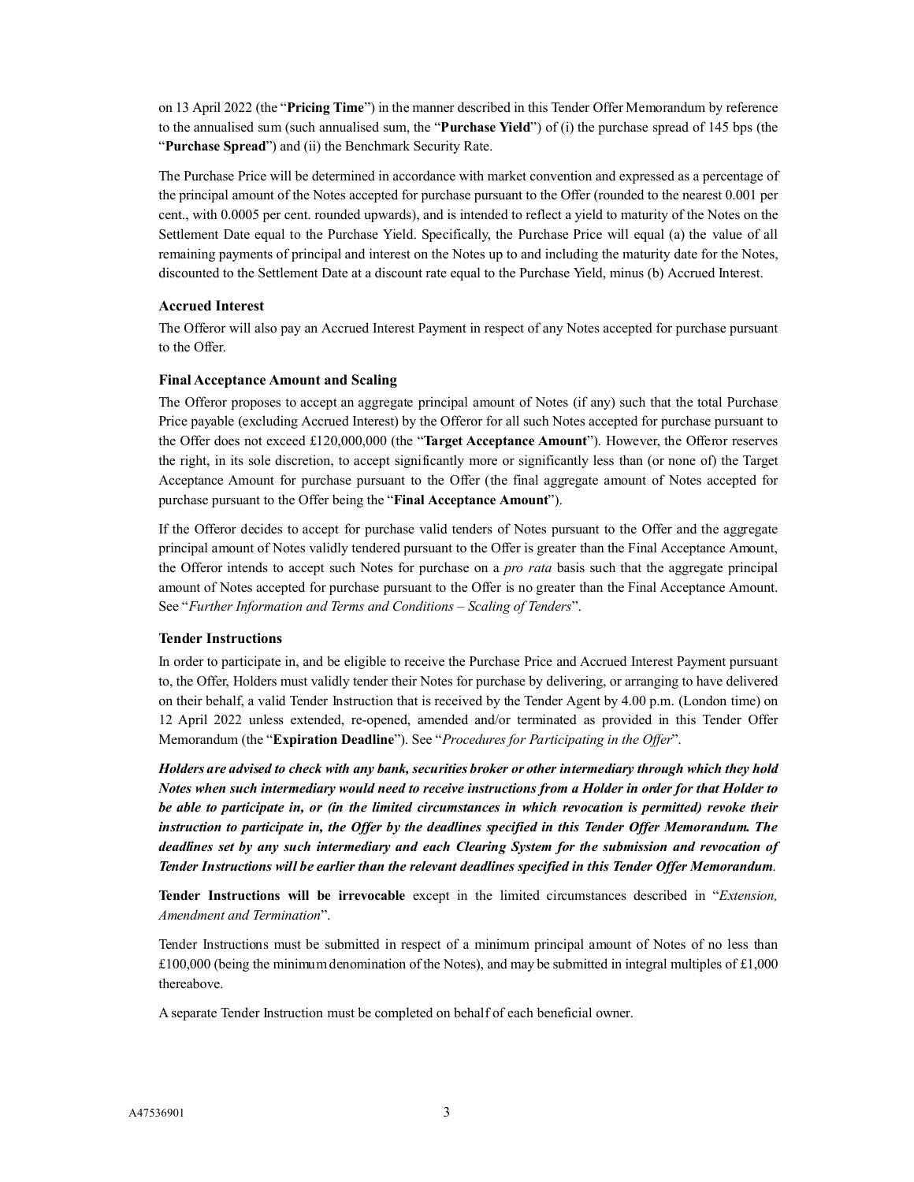on 13 April 2022 (the "**Pricing Time**") in the manner described in this Tender Offer Memorandum by reference to the annualised sum (such annualised sum, the "**Purchase Yield**") of (i) the purchase spread of 145 bps (the "**Purchase Spread**") and (ii) the Benchmark Security Rate.

The Purchase Price will be determined in accordance with market convention and expressed as a percentage of the principal amount of the Notes accepted for purchase pursuant to the Offer (rounded to the nearest 0.001 per cent., with 0.0005 per cent. rounded upwards), and is intended to reflect a yield to maturity of the Notes on the Settlement Date equal to the Purchase Yield. Specifically, the Purchase Price will equal (a) the value of all remaining payments of principal and interest on the Notes up to and including the maturity date for the Notes, discounted to the Settlement Date at a discount rate equal to the Purchase Yield, minus (b) Accrued Interest.

### Accrued Interest

The Offeror will also pay an Accrued Interest Payment in respect of any Notes accepted for purchase pursuant to the Offer.

### Final Acceptance Amount and Scaling

The Offeror proposes to accept an aggregate principal amount of Notes (if any) such that the total Purchase Price payable (excluding Accrued Interest) by the Offeror for all such Notes accepted for purchase pursuant to the Offer does not exceed £120,000,000 (the "**Target Acceptance Amount**"). However, the Offeror reserves the right, in its sole discretion, to accept significantly more or significantly less than (or none of) the Target Acceptance Amount for purchase pursuant to the Offer (the final aggregate amount of Notes accepted for purchase pursuant to the Offer being the "**Final Acceptance Amount**").

If the Offeror decides to accept for purchase valid tenders of Notes pursuant to the Offer and the aggregate principal amount of Notes validly tendered pursuant to the Offer is greater than the Final Acceptance Amount, the Offeror intends to accept such Notes for purchase on a *pro rata* basis such that the aggregate principal amount of Notes accepted for purchase pursuant to the Offer is no greater than the Final Acceptance Amount. See "*Further Information and Terms and Conditions – Scaling of Tenders*".

### Tender Instructions

In order to participate in, and be eligible to receive the Purchase Price and Accrued Interest Payment pursuant to, the Offer, Holders must validly tender their Notes for purchase by delivering, or arranging to have delivered on their behalf, a valid Tender Instruction that is received by the Tender Agent by 4.00 p.m. (London time) on 12 April 2022 unless extended, re-opened, amended and/or terminated as provided in this Tender Offer Memorandum (the "**Expiration Deadline**"). See "*Procedures for Participating in the Offer*".

***Holders are advised to check with any bank, securities broker or other intermediary through which they hold Notes when such intermediary would need to receive instructions from a Holder in order for that Holder to be able to participate in, or (in the limited circumstances in which revocation is permitted) revoke their instruction to participate in, the Offer by the deadlines specified in this Tender Offer Memorandum. The deadlines set by any such intermediary and each Clearing System for the submission and revocation of Tender Instructions will be earlier than the relevant deadlines specified in this Tender Offer Memorandum.***

**Tender Instructions will be irrevocable** except in the limited circumstances described in "*Extension, Amendment and Termination*".

Tender Instructions must be submitted in respect of a minimum principal amount of Notes of no less than £100,000 (being the minimum denomination of the Notes), and may be submitted in integral multiples of £1,000 thereabove.

A separate Tender Instruction must be completed on behalf of each beneficial owner.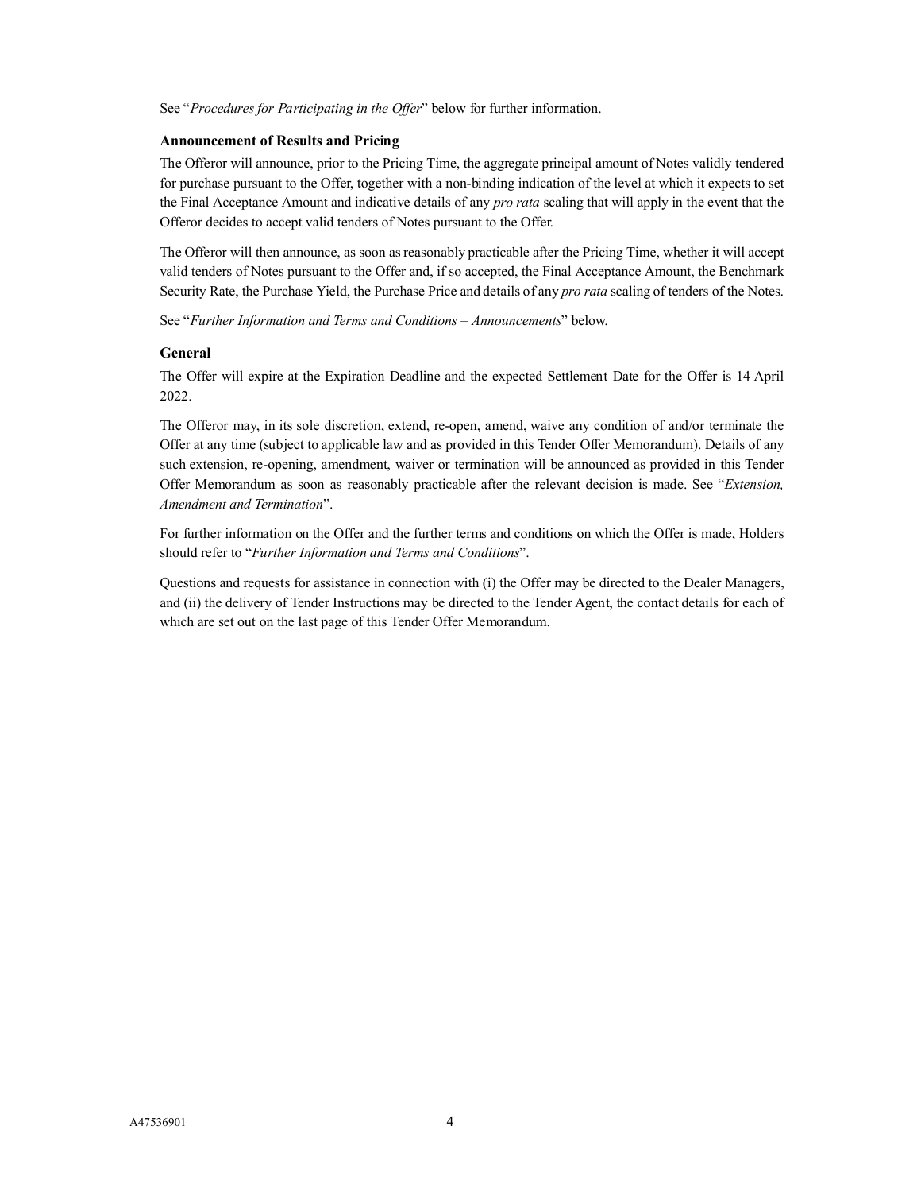See "*Procedures for Participating in the Offer*" below for further information.

**Announcement of Results and Pricing**

The Offeror will announce, prior to the Pricing Time, the aggregate principal amount of Notes validly tendered for purchase pursuant to the Offer, together with a non-binding indication of the level at which it expects to set the Final Acceptance Amount and indicative details of any *pro rata* scaling that will apply in the event that the Offeror decides to accept valid tenders of Notes pursuant to the Offer.

The Offeror will then announce, as soon as reasonably practicable after the Pricing Time, whether it will accept valid tenders of Notes pursuant to the Offer and, if so accepted, the Final Acceptance Amount, the Benchmark Security Rate, the Purchase Yield, the Purchase Price and details of any *pro rata* scaling of tenders of the Notes.

See "*Further Information and Terms and Conditions – Announcements*" below.

**General**

The Offer will expire at the Expiration Deadline and the expected Settlement Date for the Offer is 14 April 2022.

The Offeror may, in its sole discretion, extend, re-open, amend, waive any condition of and/or terminate the Offer at any time (subject to applicable law and as provided in this Tender Offer Memorandum). Details of any such extension, re-opening, amendment, waiver or termination will be announced as provided in this Tender Offer Memorandum as soon as reasonably practicable after the relevant decision is made. See "*Extension, Amendment and Termination*".

For further information on the Offer and the further terms and conditions on which the Offer is made, Holders should refer to "*Further Information and Terms and Conditions*".

Questions and requests for assistance in connection with (i) the Offer may be directed to the Dealer Managers, and (ii) the delivery of Tender Instructions may be directed to the Tender Agent, the contact details for each of which are set out on the last page of this Tender Offer Memorandum.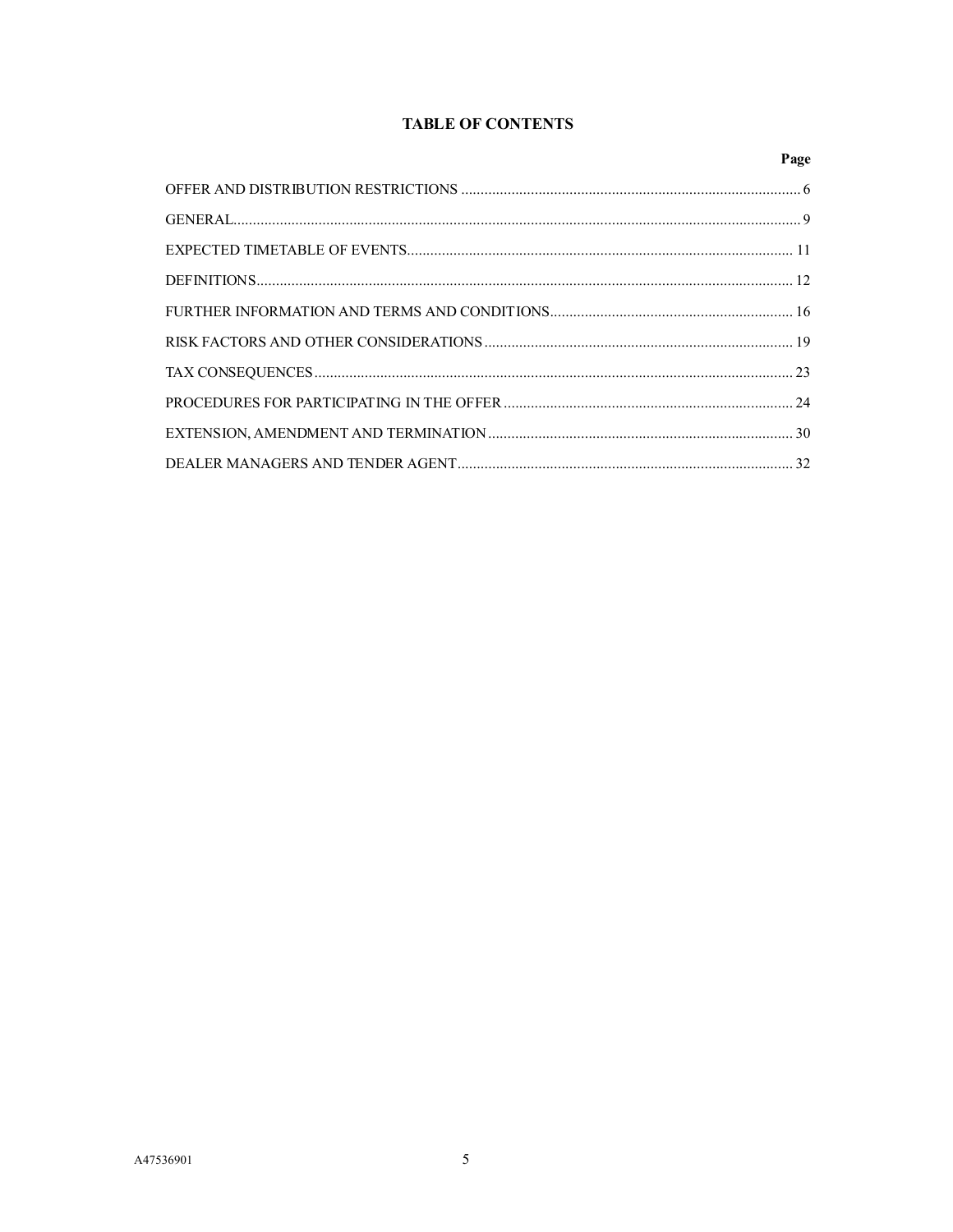# TABLE OF CONTENTS

| | Page |
|---|---|
| OFFER AND DISTRIBUTION RESTRICTIONS | 6 |
| GENERAL | 9 |
| EXPECTED TIMETABLE OF EVENTS | 11 |
| DEFINITIONS | 12 |
| FURTHER INFORMATION AND TERMS AND CONDITIONS | 16 |
| RISK FACTORS AND OTHER CONSIDERATIONS | 19 |
| TAX CONSEQUENCES | 23 |
| PROCEDURES FOR PARTICIPATING IN THE OFFER | 24 |
| EXTENSION, AMENDMENT AND TERMINATION | 30 |
| DEALER MANAGERS AND TENDER AGENT | 32 |

A47536901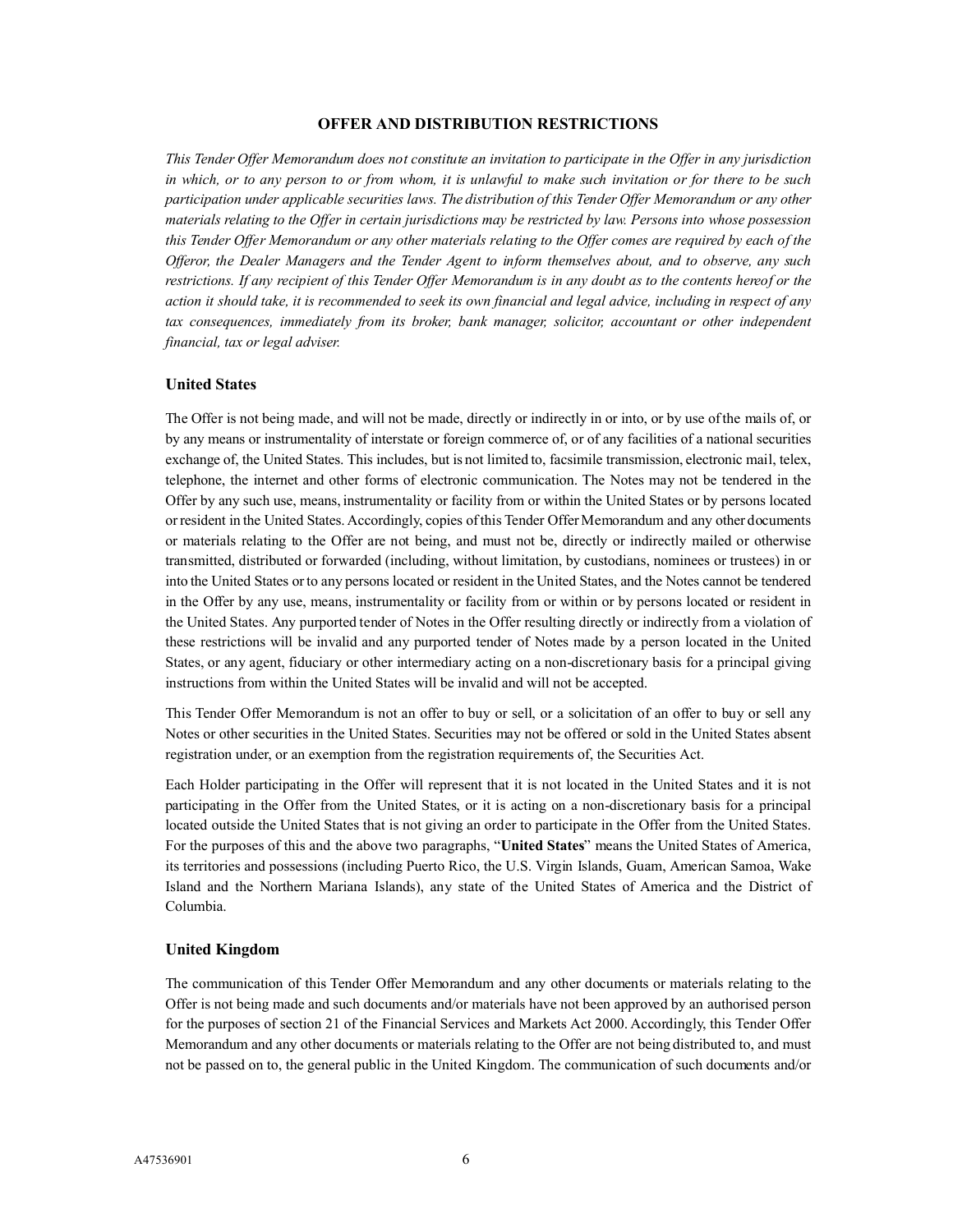## OFFER AND DISTRIBUTION RESTRICTIONS

*This Tender Offer Memorandum does not constitute an invitation to participate in the Offer in any jurisdiction in which, or to any person to or from whom, it is unlawful to make such invitation or for there to be such participation under applicable securities laws. The distribution of this Tender Offer Memorandum or any other materials relating to the Offer in certain jurisdictions may be restricted by law. Persons into whose possession this Tender Offer Memorandum or any other materials relating to the Offer comes are required by each of the Offeror, the Dealer Managers and the Tender Agent to inform themselves about, and to observe, any such restrictions. If any recipient of this Tender Offer Memorandum is in any doubt as to the contents hereof or the action it should take, it is recommended to seek its own financial and legal advice, including in respect of any tax consequences, immediately from its broker, bank manager, solicitor, accountant or other independent financial, tax or legal adviser.*

### United States

The Offer is not being made, and will not be made, directly or indirectly in or into, or by use of the mails of, or by any means or instrumentality of interstate or foreign commerce of, or of any facilities of a national securities exchange of, the United States. This includes, but is not limited to, facsimile transmission, electronic mail, telex, telephone, the internet and other forms of electronic communication. The Notes may not be tendered in the Offer by any such use, means, instrumentality or facility from or within the United States or by persons located or resident in the United States. Accordingly, copies of this Tender Offer Memorandum and any other documents or materials relating to the Offer are not being, and must not be, directly or indirectly mailed or otherwise transmitted, distributed or forwarded (including, without limitation, by custodians, nominees or trustees) in or into the United States or to any persons located or resident in the United States, and the Notes cannot be tendered in the Offer by any use, means, instrumentality or facility from or within or by persons located or resident in the United States. Any purported tender of Notes in the Offer resulting directly or indirectly from a violation of these restrictions will be invalid and any purported tender of Notes made by a person located in the United States, or any agent, fiduciary or other intermediary acting on a non-discretionary basis for a principal giving instructions from within the United States will be invalid and will not be accepted.

This Tender Offer Memorandum is not an offer to buy or sell, or a solicitation of an offer to buy or sell any Notes or other securities in the United States. Securities may not be offered or sold in the United States absent registration under, or an exemption from the registration requirements of, the Securities Act.

Each Holder participating in the Offer will represent that it is not located in the United States and it is not participating in the Offer from the United States, or it is acting on a non-discretionary basis for a principal located outside the United States that is not giving an order to participate in the Offer from the United States. For the purposes of this and the above two paragraphs, "**United States**" means the United States of America, its territories and possessions (including Puerto Rico, the U.S. Virgin Islands, Guam, American Samoa, Wake Island and the Northern Mariana Islands), any state of the United States of America and the District of Columbia.

### United Kingdom

The communication of this Tender Offer Memorandum and any other documents or materials relating to the Offer is not being made and such documents and/or materials have not been approved by an authorised person for the purposes of section 21 of the Financial Services and Markets Act 2000. Accordingly, this Tender Offer Memorandum and any other documents or materials relating to the Offer are not being distributed to, and must not be passed on to, the general public in the United Kingdom. The communication of such documents and/or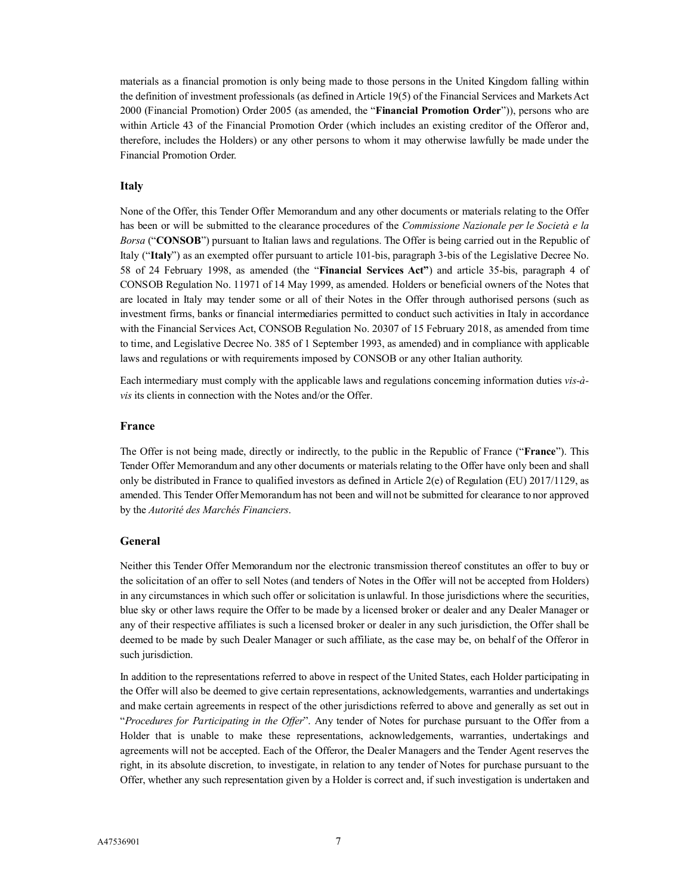materials as a financial promotion is only being made to those persons in the United Kingdom falling within the definition of investment professionals (as defined in Article 19(5) of the Financial Services and Markets Act 2000 (Financial Promotion) Order 2005 (as amended, the "**Financial Promotion Order**")), persons who are within Article 43 of the Financial Promotion Order (which includes an existing creditor of the Offeror and, therefore, includes the Holders) or any other persons to whom it may otherwise lawfully be made under the Financial Promotion Order.

### Italy

None of the Offer, this Tender Offer Memorandum and any other documents or materials relating to the Offer has been or will be submitted to the clearance procedures of the *Commissione Nazionale per le Società e la Borsa* ("**CONSOB**") pursuant to Italian laws and regulations. The Offer is being carried out in the Republic of Italy ("**Italy**") as an exempted offer pursuant to article 101-bis, paragraph 3-bis of the Legislative Decree No. 58 of 24 February 1998, as amended (the "**Financial Services Act"**) and article 35-bis, paragraph 4 of CONSOB Regulation No. 11971 of 14 May 1999, as amended. Holders or beneficial owners of the Notes that are located in Italy may tender some or all of their Notes in the Offer through authorised persons (such as investment firms, banks or financial intermediaries permitted to conduct such activities in Italy in accordance with the Financial Services Act, CONSOB Regulation No. 20307 of 15 February 2018, as amended from time to time, and Legislative Decree No. 385 of 1 September 1993, as amended) and in compliance with applicable laws and regulations or with requirements imposed by CONSOB or any other Italian authority.

Each intermediary must comply with the applicable laws and regulations concerning information duties *vis-à-vis* its clients in connection with the Notes and/or the Offer.

### France

The Offer is not being made, directly or indirectly, to the public in the Republic of France ("**France**"). This Tender Offer Memorandum and any other documents or materials relating to the Offer have only been and shall only be distributed in France to qualified investors as defined in Article 2(e) of Regulation (EU) 2017/1129, as amended. This Tender Offer Memorandum has not been and will not be submitted for clearance to nor approved by the *Autorité des Marchés Financiers*.

### General

Neither this Tender Offer Memorandum nor the electronic transmission thereof constitutes an offer to buy or the solicitation of an offer to sell Notes (and tenders of Notes in the Offer will not be accepted from Holders) in any circumstances in which such offer or solicitation is unlawful. In those jurisdictions where the securities, blue sky or other laws require the Offer to be made by a licensed broker or dealer and any Dealer Manager or any of their respective affiliates is such a licensed broker or dealer in any such jurisdiction, the Offer shall be deemed to be made by such Dealer Manager or such affiliate, as the case may be, on behalf of the Offeror in such jurisdiction.

In addition to the representations referred to above in respect of the United States, each Holder participating in the Offer will also be deemed to give certain representations, acknowledgements, warranties and undertakings and make certain agreements in respect of the other jurisdictions referred to above and generally as set out in "*Procedures for Participating in the Offer*". Any tender of Notes for purchase pursuant to the Offer from a Holder that is unable to make these representations, acknowledgements, warranties, undertakings and agreements will not be accepted. Each of the Offeror, the Dealer Managers and the Tender Agent reserves the right, in its absolute discretion, to investigate, in relation to any tender of Notes for purchase pursuant to the Offer, whether any such representation given by a Holder is correct and, if such investigation is undertaken and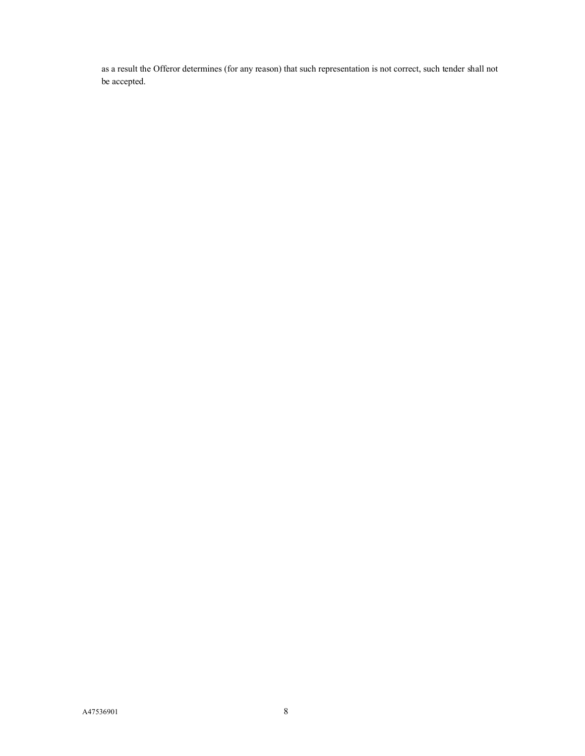as a result the Offeror determines (for any reason) that such representation is not correct, such tender shall not be accepted.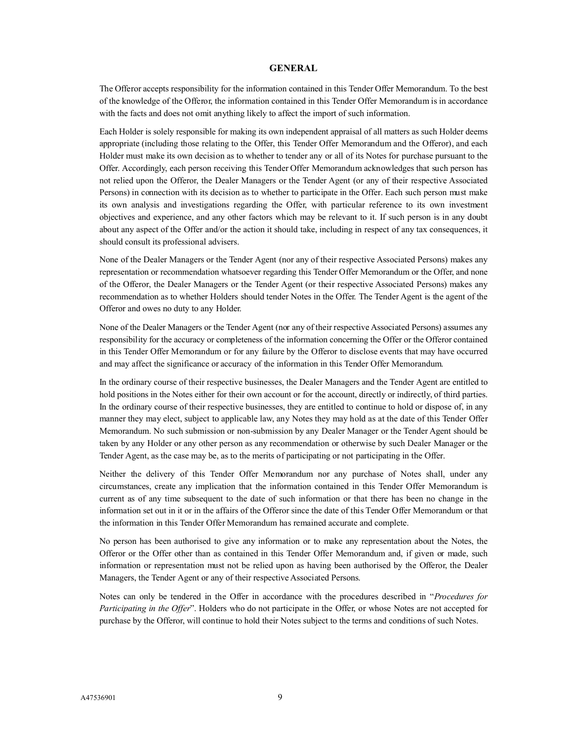# GENERAL

The Offeror accepts responsibility for the information contained in this Tender Offer Memorandum. To the best of the knowledge of the Offeror, the information contained in this Tender Offer Memorandum is in accordance with the facts and does not omit anything likely to affect the import of such information.

Each Holder is solely responsible for making its own independent appraisal of all matters as such Holder deems appropriate (including those relating to the Offer, this Tender Offer Memorandum and the Offeror), and each Holder must make its own decision as to whether to tender any or all of its Notes for purchase pursuant to the Offer. Accordingly, each person receiving this Tender Offer Memorandum acknowledges that such person has not relied upon the Offeror, the Dealer Managers or the Tender Agent (or any of their respective Associated Persons) in connection with its decision as to whether to participate in the Offer. Each such person must make its own analysis and investigations regarding the Offer, with particular reference to its own investment objectives and experience, and any other factors which may be relevant to it. If such person is in any doubt about any aspect of the Offer and/or the action it should take, including in respect of any tax consequences, it should consult its professional advisers.

None of the Dealer Managers or the Tender Agent (nor any of their respective Associated Persons) makes any representation or recommendation whatsoever regarding this Tender Offer Memorandum or the Offer, and none of the Offeror, the Dealer Managers or the Tender Agent (or their respective Associated Persons) makes any recommendation as to whether Holders should tender Notes in the Offer. The Tender Agent is the agent of the Offeror and owes no duty to any Holder.

None of the Dealer Managers or the Tender Agent (nor any of their respective Associated Persons) assumes any responsibility for the accuracy or completeness of the information concerning the Offer or the Offeror contained in this Tender Offer Memorandum or for any failure by the Offeror to disclose events that may have occurred and may affect the significance or accuracy of the information in this Tender Offer Memorandum.

In the ordinary course of their respective businesses, the Dealer Managers and the Tender Agent are entitled to hold positions in the Notes either for their own account or for the account, directly or indirectly, of third parties. In the ordinary course of their respective businesses, they are entitled to continue to hold or dispose of, in any manner they may elect, subject to applicable law, any Notes they may hold as at the date of this Tender Offer Memorandum. No such submission or non-submission by any Dealer Manager or the Tender Agent should be taken by any Holder or any other person as any recommendation or otherwise by such Dealer Manager or the Tender Agent, as the case may be, as to the merits of participating or not participating in the Offer.

Neither the delivery of this Tender Offer Memorandum nor any purchase of Notes shall, under any circumstances, create any implication that the information contained in this Tender Offer Memorandum is current as of any time subsequent to the date of such information or that there has been no change in the information set out in it or in the affairs of the Offeror since the date of this Tender Offer Memorandum or that the information in this Tender Offer Memorandum has remained accurate and complete.

No person has been authorised to give any information or to make any representation about the Notes, the Offeror or the Offer other than as contained in this Tender Offer Memorandum and, if given or made, such information or representation must not be relied upon as having been authorised by the Offeror, the Dealer Managers, the Tender Agent or any of their respective Associated Persons.

Notes can only be tendered in the Offer in accordance with the procedures described in "*Procedures for Participating in the Offer*". Holders who do not participate in the Offer, or whose Notes are not accepted for purchase by the Offeror, will continue to hold their Notes subject to the terms and conditions of such Notes.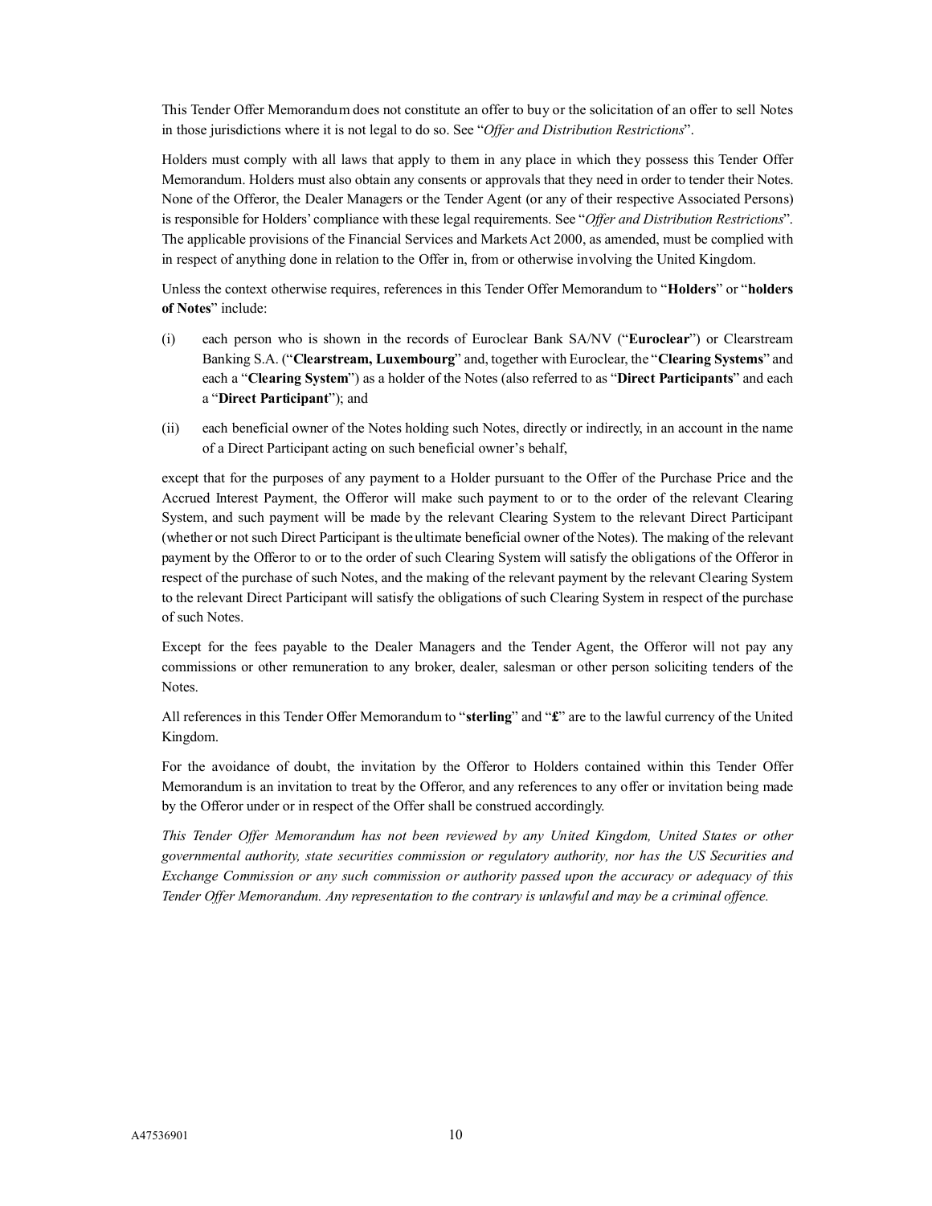This Tender Offer Memorandum does not constitute an offer to buy or the solicitation of an offer to sell Notes in those jurisdictions where it is not legal to do so. See "*Offer and Distribution Restrictions*".

Holders must comply with all laws that apply to them in any place in which they possess this Tender Offer Memorandum. Holders must also obtain any consents or approvals that they need in order to tender their Notes. None of the Offeror, the Dealer Managers or the Tender Agent (or any of their respective Associated Persons) is responsible for Holders' compliance with these legal requirements. See "*Offer and Distribution Restrictions*". The applicable provisions of the Financial Services and Markets Act 2000, as amended, must be complied with in respect of anything done in relation to the Offer in, from or otherwise involving the United Kingdom.

Unless the context otherwise requires, references in this Tender Offer Memorandum to "**Holders**" or "**holders of Notes**" include:

(i) each person who is shown in the records of Euroclear Bank SA/NV ("**Euroclear**") or Clearstream Banking S.A. ("**Clearstream, Luxembourg**" and, together with Euroclear, the "**Clearing Systems**" and each a "**Clearing System**") as a holder of the Notes (also referred to as "**Direct Participants**" and each a "**Direct Participant**"); and

(ii) each beneficial owner of the Notes holding such Notes, directly or indirectly, in an account in the name of a Direct Participant acting on such beneficial owner's behalf,

except that for the purposes of any payment to a Holder pursuant to the Offer of the Purchase Price and the Accrued Interest Payment, the Offeror will make such payment to or to the order of the relevant Clearing System, and such payment will be made by the relevant Clearing System to the relevant Direct Participant (whether or not such Direct Participant is the ultimate beneficial owner of the Notes). The making of the relevant payment by the Offeror to or to the order of such Clearing System will satisfy the obligations of the Offeror in respect of the purchase of such Notes, and the making of the relevant payment by the relevant Clearing System to the relevant Direct Participant will satisfy the obligations of such Clearing System in respect of the purchase of such Notes.

Except for the fees payable to the Dealer Managers and the Tender Agent, the Offeror will not pay any commissions or other remuneration to any broker, dealer, salesman or other person soliciting tenders of the Notes.

All references in this Tender Offer Memorandum to "**sterling**" and "**£**" are to the lawful currency of the United Kingdom.

For the avoidance of doubt, the invitation by the Offeror to Holders contained within this Tender Offer Memorandum is an invitation to treat by the Offeror, and any references to any offer or invitation being made by the Offeror under or in respect of the Offer shall be construed accordingly.

*This Tender Offer Memorandum has not been reviewed by any United Kingdom, United States or other governmental authority, state securities commission or regulatory authority, nor has the US Securities and Exchange Commission or any such commission or authority passed upon the accuracy or adequacy of this Tender Offer Memorandum. Any representation to the contrary is unlawful and may be a criminal offence.*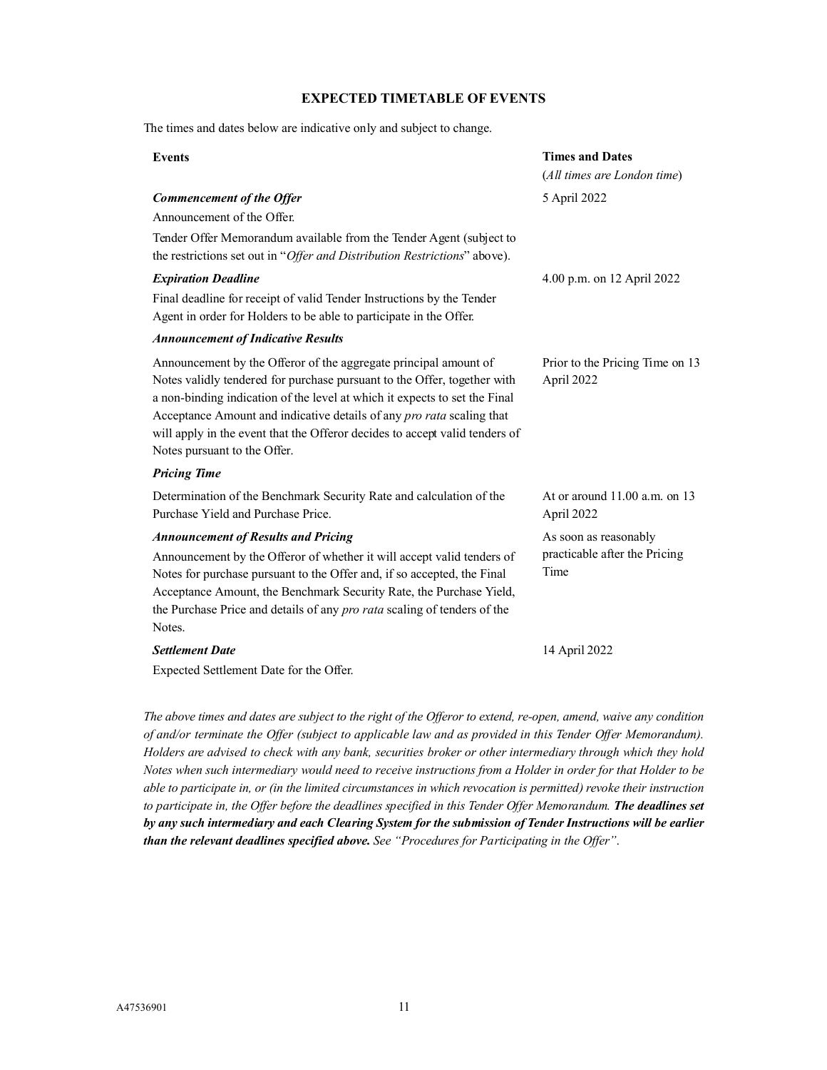## EXPECTED TIMETABLE OF EVENTS

The times and dates below are indicative only and subject to change.

| Events | Times and Dates (*All times are London time*) |
|---|---|
| ***Commencement of the Offer*** <br> Announcement of the Offer. <br> Tender Offer Memorandum available from the Tender Agent (subject to the restrictions set out in "*Offer and Distribution Restrictions*" above). | 5 April 2022 |
| ***Expiration Deadline*** <br> Final deadline for receipt of valid Tender Instructions by the Tender Agent in order for Holders to be able to participate in the Offer. | 4.00 p.m. on 12 April 2022 |
| ***Announcement of Indicative Results*** <br> Announcement by the Offeror of the aggregate principal amount of Notes validly tendered for purchase pursuant to the Offer, together with a non-binding indication of the level at which it expects to set the Final Acceptance Amount and indicative details of any *pro rata* scaling that will apply in the event that the Offeror decides to accept valid tenders of Notes pursuant to the Offer. | Prior to the Pricing Time on 13 April 2022 |
| ***Pricing Time*** <br> Determination of the Benchmark Security Rate and calculation of the Purchase Yield and Purchase Price. | At or around 11.00 a.m. on 13 April 2022 |
| ***Announcement of Results and Pricing*** <br> Announcement by the Offeror of whether it will accept valid tenders of Notes for purchase pursuant to the Offer and, if so accepted, the Final Acceptance Amount, the Benchmark Security Rate, the Purchase Yield, the Purchase Price and details of any *pro rata* scaling of tenders of the Notes. | As soon as reasonably practicable after the Pricing Time |
| ***Settlement Date*** <br> Expected Settlement Date for the Offer. | 14 April 2022 |

*The above times and dates are subject to the right of the Offeror to extend, re-open, amend, waive any condition of and/or terminate the Offer (subject to applicable law and as provided in this Tender Offer Memorandum). Holders are advised to check with any bank, securities broker or other intermediary through which they hold Notes when such intermediary would need to receive instructions from a Holder in order for that Holder to be able to participate in, or (in the limited circumstances in which revocation is permitted) revoke their instruction to participate in, the Offer before the deadlines specified in this Tender Offer Memorandum.* ***The deadlines set by any such intermediary and each Clearing System for the submission of Tender Instructions will be earlier than the relevant deadlines specified above.*** *See "Procedures for Participating in the Offer".*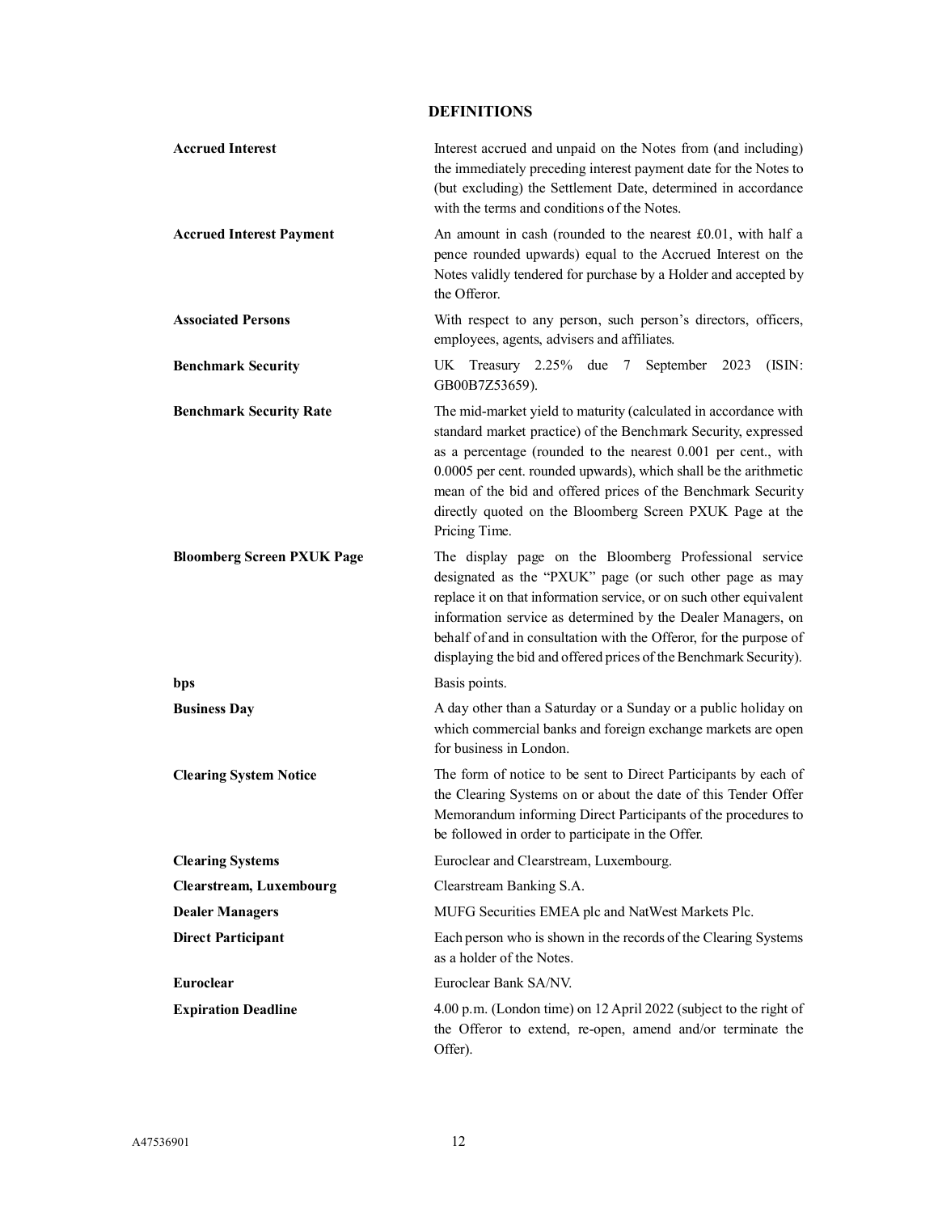## DEFINITIONS

| | |
|---|---|
| **Accrued Interest** | Interest accrued and unpaid on the Notes from (and including) the immediately preceding interest payment date for the Notes to (but excluding) the Settlement Date, determined in accordance with the terms and conditions of the Notes. |
| **Accrued Interest Payment** | An amount in cash (rounded to the nearest £0.01, with half a pence rounded upwards) equal to the Accrued Interest on the Notes validly tendered for purchase by a Holder and accepted by the Offeror. |
| **Associated Persons** | With respect to any person, such person's directors, officers, employees, agents, advisers and affiliates. |
| **Benchmark Security** | UK Treasury 2.25% due 7 September 2023 (ISIN: GB00B7Z53659). |
| **Benchmark Security Rate** | The mid-market yield to maturity (calculated in accordance with standard market practice) of the Benchmark Security, expressed as a percentage (rounded to the nearest 0.001 per cent., with 0.0005 per cent. rounded upwards), which shall be the arithmetic mean of the bid and offered prices of the Benchmark Security directly quoted on the Bloomberg Screen PXUK Page at the Pricing Time. |
| **Bloomberg Screen PXUK Page** | The display page on the Bloomberg Professional service designated as the "PXUK" page (or such other page as may replace it on that information service, or on such other equivalent information service as determined by the Dealer Managers, on behalf of and in consultation with the Offeror, for the purpose of displaying the bid and offered prices of the Benchmark Security). |
| **bps** | Basis points. |
| **Business Day** | A day other than a Saturday or a Sunday or a public holiday on which commercial banks and foreign exchange markets are open for business in London. |
| **Clearing System Notice** | The form of notice to be sent to Direct Participants by each of the Clearing Systems on or about the date of this Tender Offer Memorandum informing Direct Participants of the procedures to be followed in order to participate in the Offer. |
| **Clearing Systems** | Euroclear and Clearstream, Luxembourg. |
| **Clearstream, Luxembourg** | Clearstream Banking S.A. |
| **Dealer Managers** | MUFG Securities EMEA plc and NatWest Markets Plc. |
| **Direct Participant** | Each person who is shown in the records of the Clearing Systems as a holder of the Notes. |
| **Euroclear** | Euroclear Bank SA/NV. |
| **Expiration Deadline** | 4.00 p.m. (London time) on 12 April 2022 (subject to the right of the Offeror to extend, re-open, amend and/or terminate the Offer). |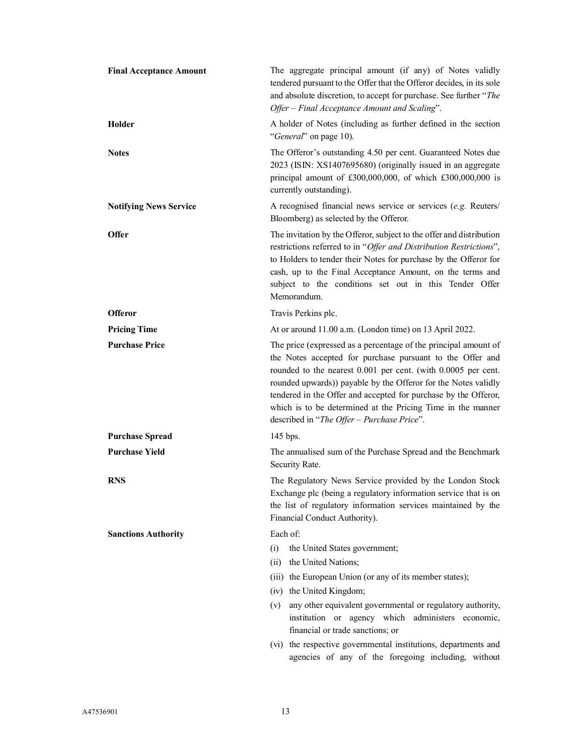| | |
|---|---|
| **Final Acceptance Amount** | The aggregate principal amount (if any) of Notes validly tendered pursuant to the Offer that the Offeror decides, in its sole and absolute discretion, to accept for purchase. See further "*The Offer – Final Acceptance Amount and Scaling*". |
| **Holder** | A holder of Notes (including as further defined in the section "*General*" on page 10). |
| **Notes** | The Offeror's outstanding 4.50 per cent. Guaranteed Notes due 2023 (ISIN: XS1407695680) (originally issued in an aggregate principal amount of £300,000,000, of which £300,000,000 is currently outstanding). |
| **Notifying News Service** | A recognised financial news service or services (*e.g.* Reuters/ Bloomberg) as selected by the Offeror. |
| **Offer** | The invitation by the Offeror, subject to the offer and distribution restrictions referred to in "*Offer and Distribution Restrictions*", to Holders to tender their Notes for purchase by the Offeror for cash, up to the Final Acceptance Amount, on the terms and subject to the conditions set out in this Tender Offer Memorandum. |
| **Offeror** | Travis Perkins plc. |
| **Pricing Time** | At or around 11.00 a.m. (London time) on 13 April 2022. |
| **Purchase Price** | The price (expressed as a percentage of the principal amount of the Notes accepted for purchase pursuant to the Offer and rounded to the nearest 0.001 per cent. (with 0.0005 per cent. rounded upwards)) payable by the Offeror for the Notes validly tendered in the Offer and accepted for purchase by the Offeror, which is to be determined at the Pricing Time in the manner described in "*The Offer – Purchase Price*". |
| **Purchase Spread** | 145 bps. |
| **Purchase Yield** | The annualised sum of the Purchase Spread and the Benchmark Security Rate. |
| **RNS** | The Regulatory News Service provided by the London Stock Exchange plc (being a regulatory information service that is on the list of regulatory information services maintained by the Financial Conduct Authority). |
| **Sanctions Authority** | Each of:<br>(i) the United States government;<br>(ii) the United Nations;<br>(iii) the European Union (or any of its member states);<br>(iv) the United Kingdom;<br>(v) any other equivalent governmental or regulatory authority, institution or agency which administers economic, financial or trade sanctions; or<br>(vi) the respective governmental institutions, departments and agencies of any of the foregoing including, without |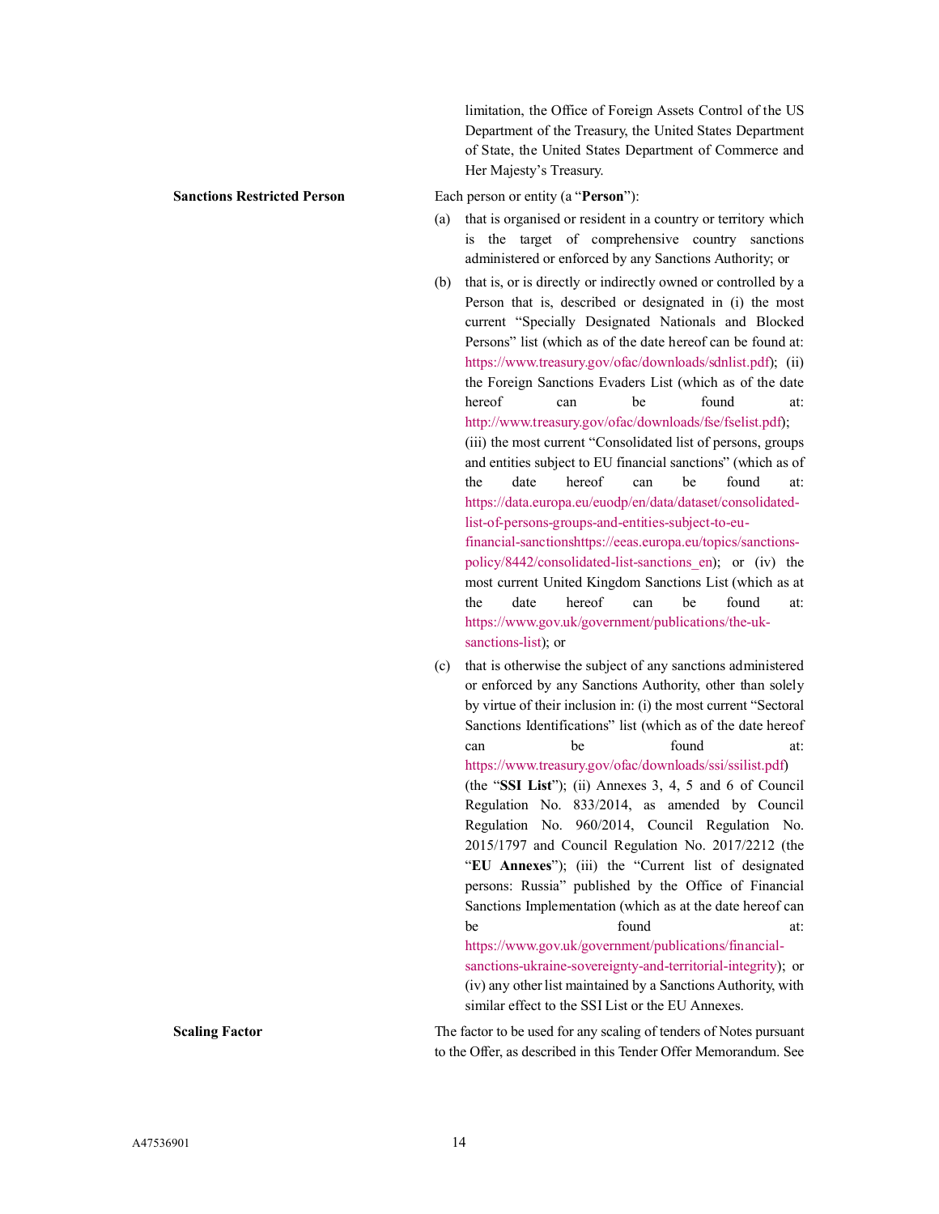limitation, the Office of Foreign Assets Control of the US Department of the Treasury, the United States Department of State, the United States Department of Commerce and Her Majesty's Treasury.

**Sanctions Restricted Person**

Each person or entity (a "**Person**"):

(a) that is organised or resident in a country or territory which is the target of comprehensive country sanctions administered or enforced by any Sanctions Authority; or

(b) that is, or is directly or indirectly owned or controlled by a Person that is, described or designated in (i) the most current "Specially Designated Nationals and Blocked Persons" list (which as of the date hereof can be found at: https://www.treasury.gov/ofac/downloads/sdnlist.pdf); (ii) the Foreign Sanctions Evaders List (which as of the date hereof can be found at: http://www.treasury.gov/ofac/downloads/fse/fselist.pdf); (iii) the most current "Consolidated list of persons, groups and entities subject to EU financial sanctions" (which as of the date hereof can be found at: https://data.europa.eu/euodp/en/data/dataset/consolidated-list-of-persons-groups-and-entities-subject-to-eu-financial-sanctionshttps://eeas.europa.eu/topics/sanctions-policy/8442/consolidated-list-sanctions_en); or (iv) the most current United Kingdom Sanctions List (which as at the date hereof can be found at: https://www.gov.uk/government/publications/the-uk-sanctions-list); or

(c) that is otherwise the subject of any sanctions administered or enforced by any Sanctions Authority, other than solely by virtue of their inclusion in: (i) the most current "Sectoral Sanctions Identifications" list (which as of the date hereof can be found at: https://www.treasury.gov/ofac/downloads/ssi/ssilist.pdf) (the "**SSI List**"); (ii) Annexes 3, 4, 5 and 6 of Council Regulation No. 833/2014, as amended by Council Regulation No. 960/2014, Council Regulation No. 2015/1797 and Council Regulation No. 2017/2212 (the "**EU Annexes**"); (iii) the "Current list of designated persons: Russia" published by the Office of Financial Sanctions Implementation (which as at the date hereof can be found at: https://www.gov.uk/government/publications/financial-sanctions-ukraine-sovereignty-and-territorial-integrity); or (iv) any other list maintained by a Sanctions Authority, with similar effect to the SSI List or the EU Annexes.

**Scaling Factor**

The factor to be used for any scaling of tenders of Notes pursuant to the Offer, as described in this Tender Offer Memorandum. See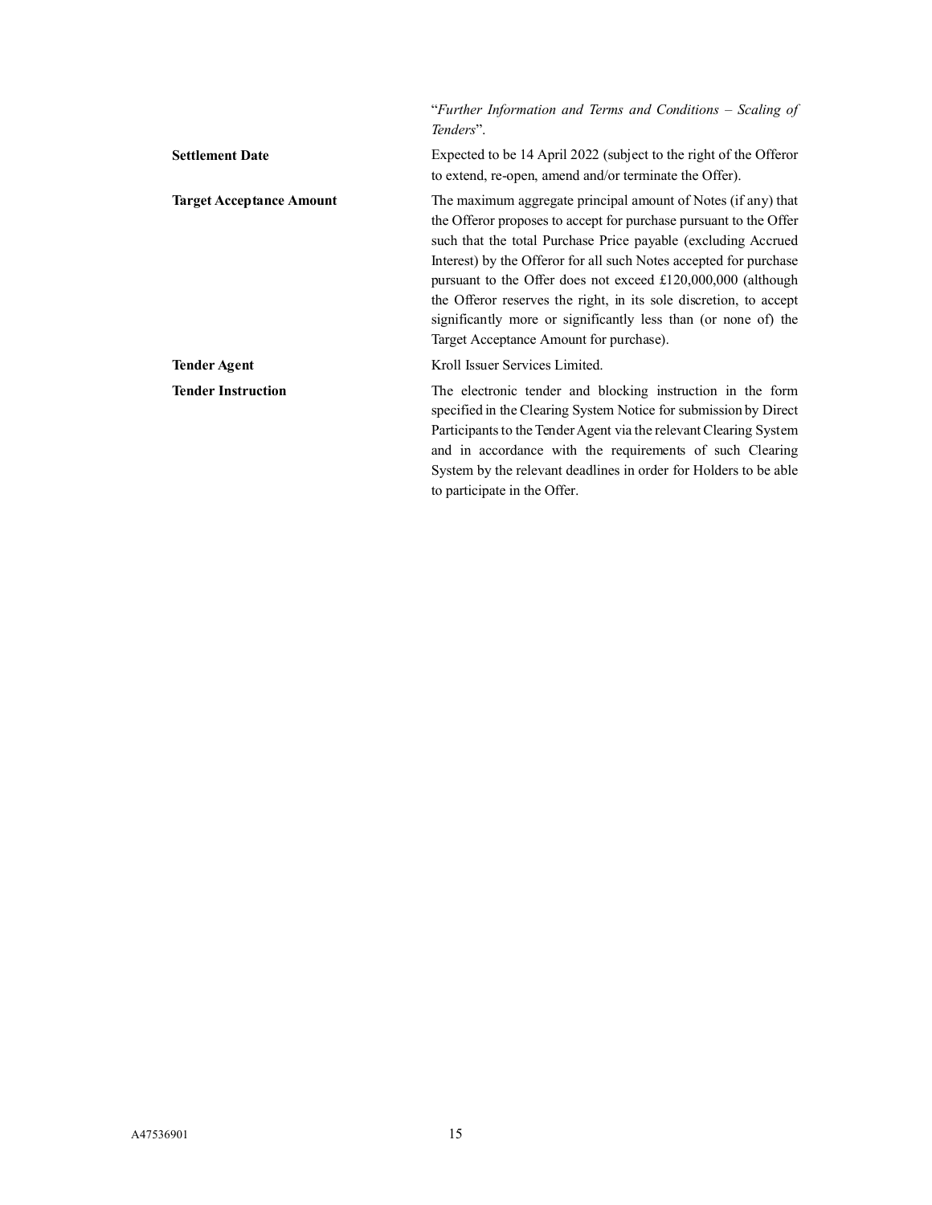|  |  |
|---|---|
|  | "*Further Information and Terms and Conditions – Scaling of Tenders*". |
| **Settlement Date** | Expected to be 14 April 2022 (subject to the right of the Offeror to extend, re-open, amend and/or terminate the Offer). |
| **Target Acceptance Amount** | The maximum aggregate principal amount of Notes (if any) that the Offeror proposes to accept for purchase pursuant to the Offer such that the total Purchase Price payable (excluding Accrued Interest) by the Offeror for all such Notes accepted for purchase pursuant to the Offer does not exceed £120,000,000 (although the Offeror reserves the right, in its sole discretion, to accept significantly more or significantly less than (or none of) the Target Acceptance Amount for purchase). |
| **Tender Agent** | Kroll Issuer Services Limited. |
| **Tender Instruction** | The electronic tender and blocking instruction in the form specified in the Clearing System Notice for submission by Direct Participants to the Tender Agent via the relevant Clearing System and in accordance with the requirements of such Clearing System by the relevant deadlines in order for Holders to be able to participate in the Offer. |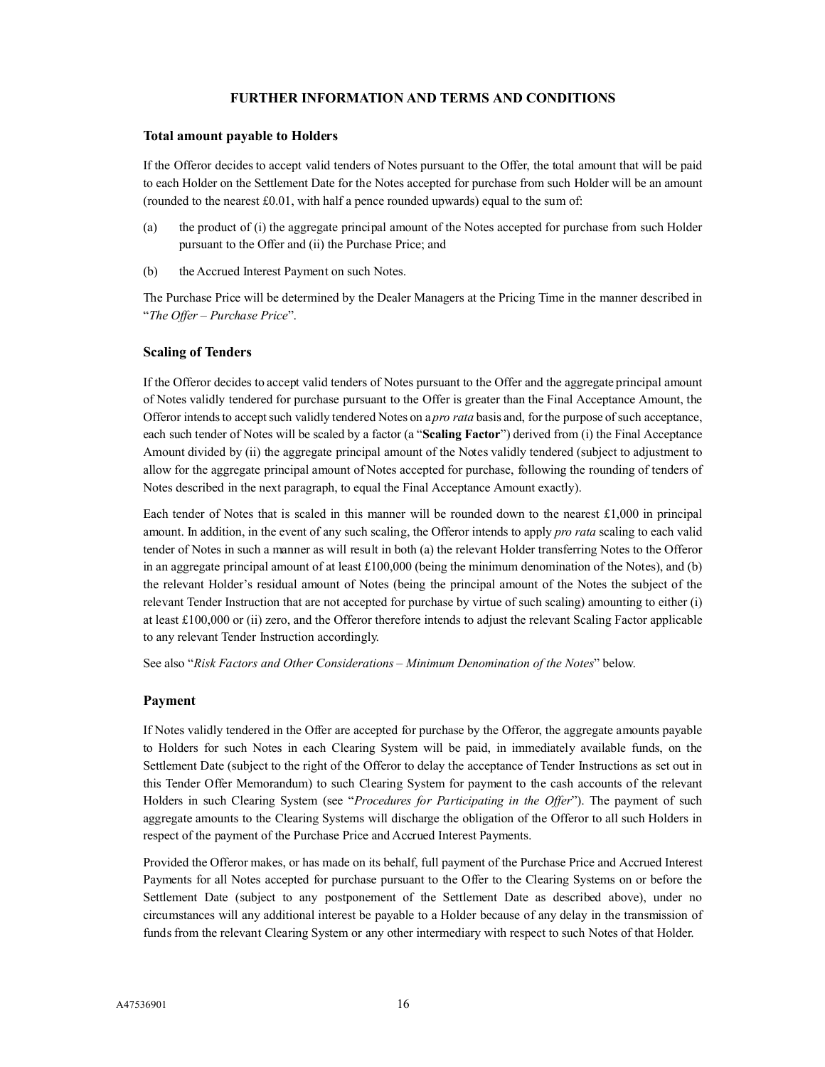## FURTHER INFORMATION AND TERMS AND CONDITIONS

### Total amount payable to Holders

If the Offeror decides to accept valid tenders of Notes pursuant to the Offer, the total amount that will be paid to each Holder on the Settlement Date for the Notes accepted for purchase from such Holder will be an amount (rounded to the nearest £0.01, with half a pence rounded upwards) equal to the sum of:

(a) the product of (i) the aggregate principal amount of the Notes accepted for purchase from such Holder pursuant to the Offer and (ii) the Purchase Price; and

(b) the Accrued Interest Payment on such Notes.

The Purchase Price will be determined by the Dealer Managers at the Pricing Time in the manner described in "*The Offer – Purchase Price*".

### Scaling of Tenders

If the Offeror decides to accept valid tenders of Notes pursuant to the Offer and the aggregate principal amount of Notes validly tendered for purchase pursuant to the Offer is greater than the Final Acceptance Amount, the Offeror intends to accept such validly tendered Notes on a *pro rata* basis and, for the purpose of such acceptance, each such tender of Notes will be scaled by a factor (a "**Scaling Factor**") derived from (i) the Final Acceptance Amount divided by (ii) the aggregate principal amount of the Notes validly tendered (subject to adjustment to allow for the aggregate principal amount of Notes accepted for purchase, following the rounding of tenders of Notes described in the next paragraph, to equal the Final Acceptance Amount exactly).

Each tender of Notes that is scaled in this manner will be rounded down to the nearest £1,000 in principal amount. In addition, in the event of any such scaling, the Offeror intends to apply *pro rata* scaling to each valid tender of Notes in such a manner as will result in both (a) the relevant Holder transferring Notes to the Offeror in an aggregate principal amount of at least £100,000 (being the minimum denomination of the Notes), and (b) the relevant Holder's residual amount of Notes (being the principal amount of the Notes the subject of the relevant Tender Instruction that are not accepted for purchase by virtue of such scaling) amounting to either (i) at least £100,000 or (ii) zero, and the Offeror therefore intends to adjust the relevant Scaling Factor applicable to any relevant Tender Instruction accordingly.

See also "*Risk Factors and Other Considerations – Minimum Denomination of the Notes*" below.

### Payment

If Notes validly tendered in the Offer are accepted for purchase by the Offeror, the aggregate amounts payable to Holders for such Notes in each Clearing System will be paid, in immediately available funds, on the Settlement Date (subject to the right of the Offeror to delay the acceptance of Tender Instructions as set out in this Tender Offer Memorandum) to such Clearing System for payment to the cash accounts of the relevant Holders in such Clearing System (see "*Procedures for Participating in the Offer*"). The payment of such aggregate amounts to the Clearing Systems will discharge the obligation of the Offeror to all such Holders in respect of the payment of the Purchase Price and Accrued Interest Payments.

Provided the Offeror makes, or has made on its behalf, full payment of the Purchase Price and Accrued Interest Payments for all Notes accepted for purchase pursuant to the Offer to the Clearing Systems on or before the Settlement Date (subject to any postponement of the Settlement Date as described above), under no circumstances will any additional interest be payable to a Holder because of any delay in the transmission of funds from the relevant Clearing System or any other intermediary with respect to such Notes of that Holder.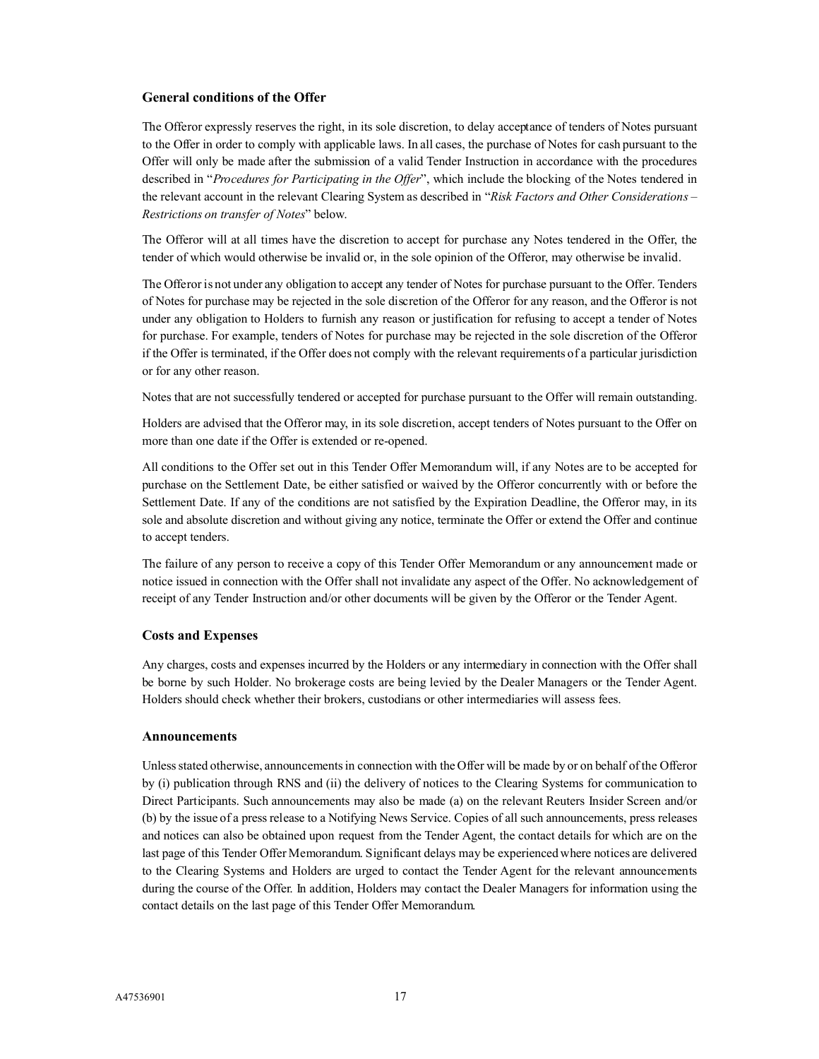### General conditions of the Offer

The Offeror expressly reserves the right, in its sole discretion, to delay acceptance of tenders of Notes pursuant to the Offer in order to comply with applicable laws. In all cases, the purchase of Notes for cash pursuant to the Offer will only be made after the submission of a valid Tender Instruction in accordance with the procedures described in "*Procedures for Participating in the Offer*", which include the blocking of the Notes tendered in the relevant account in the relevant Clearing System as described in "*Risk Factors and Other Considerations – Restrictions on transfer of Notes*" below.

The Offeror will at all times have the discretion to accept for purchase any Notes tendered in the Offer, the tender of which would otherwise be invalid or, in the sole opinion of the Offeror, may otherwise be invalid.

The Offeror is not under any obligation to accept any tender of Notes for purchase pursuant to the Offer. Tenders of Notes for purchase may be rejected in the sole discretion of the Offeror for any reason, and the Offeror is not under any obligation to Holders to furnish any reason or justification for refusing to accept a tender of Notes for purchase. For example, tenders of Notes for purchase may be rejected in the sole discretion of the Offeror if the Offer is terminated, if the Offer does not comply with the relevant requirements of a particular jurisdiction or for any other reason.

Notes that are not successfully tendered or accepted for purchase pursuant to the Offer will remain outstanding.

Holders are advised that the Offeror may, in its sole discretion, accept tenders of Notes pursuant to the Offer on more than one date if the Offer is extended or re-opened.

All conditions to the Offer set out in this Tender Offer Memorandum will, if any Notes are to be accepted for purchase on the Settlement Date, be either satisfied or waived by the Offeror concurrently with or before the Settlement Date. If any of the conditions are not satisfied by the Expiration Deadline, the Offeror may, in its sole and absolute discretion and without giving any notice, terminate the Offer or extend the Offer and continue to accept tenders.

The failure of any person to receive a copy of this Tender Offer Memorandum or any announcement made or notice issued in connection with the Offer shall not invalidate any aspect of the Offer. No acknowledgement of receipt of any Tender Instruction and/or other documents will be given by the Offeror or the Tender Agent.

### Costs and Expenses

Any charges, costs and expenses incurred by the Holders or any intermediary in connection with the Offer shall be borne by such Holder. No brokerage costs are being levied by the Dealer Managers or the Tender Agent. Holders should check whether their brokers, custodians or other intermediaries will assess fees.

### Announcements

Unless stated otherwise, announcements in connection with the Offer will be made by or on behalf of the Offeror by (i) publication through RNS and (ii) the delivery of notices to the Clearing Systems for communication to Direct Participants. Such announcements may also be made (a) on the relevant Reuters Insider Screen and/or (b) by the issue of a press release to a Notifying News Service. Copies of all such announcements, press releases and notices can also be obtained upon request from the Tender Agent, the contact details for which are on the last page of this Tender Offer Memorandum. Significant delays may be experienced where notices are delivered to the Clearing Systems and Holders are urged to contact the Tender Agent for the relevant announcements during the course of the Offer. In addition, Holders may contact the Dealer Managers for information using the contact details on the last page of this Tender Offer Memorandum.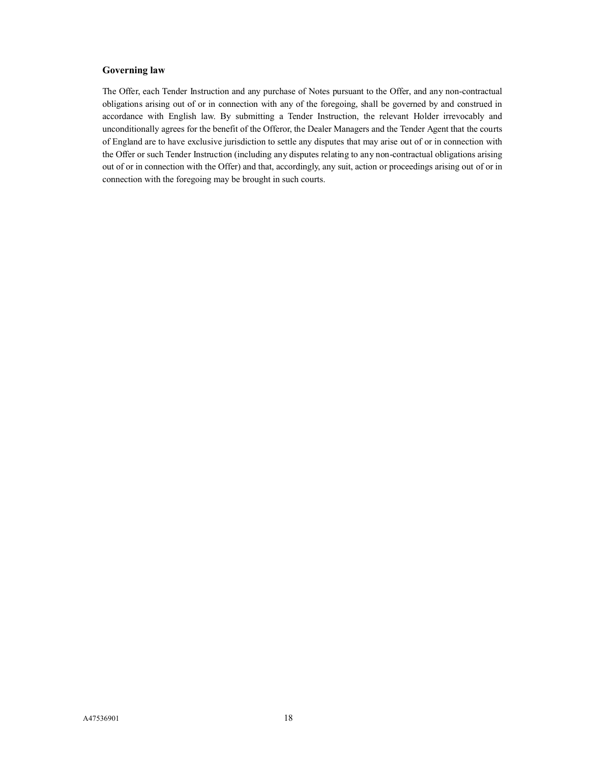## Governing law

The Offer, each Tender Instruction and any purchase of Notes pursuant to the Offer, and any non-contractual obligations arising out of or in connection with any of the foregoing, shall be governed by and construed in accordance with English law. By submitting a Tender Instruction, the relevant Holder irrevocably and unconditionally agrees for the benefit of the Offeror, the Dealer Managers and the Tender Agent that the courts of England are to have exclusive jurisdiction to settle any disputes that may arise out of or in connection with the Offer or such Tender Instruction (including any disputes relating to any non-contractual obligations arising out of or in connection with the Offer) and that, accordingly, any suit, action or proceedings arising out of or in connection with the foregoing may be brought in such courts.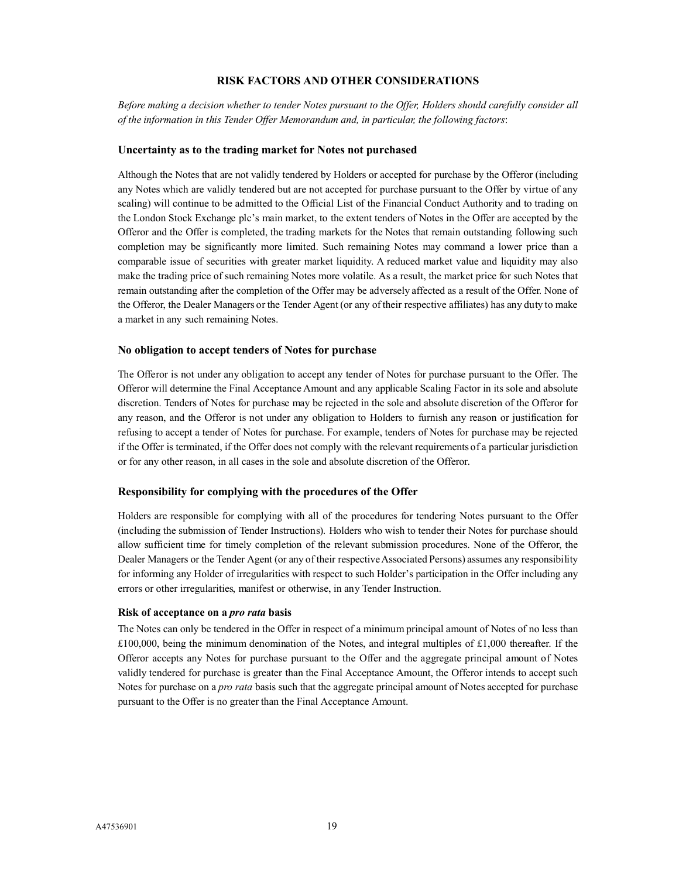## RISK FACTORS AND OTHER CONSIDERATIONS

*Before making a decision whether to tender Notes pursuant to the Offer, Holders should carefully consider all of the information in this Tender Offer Memorandum and, in particular, the following factors*:

### Uncertainty as to the trading market for Notes not purchased

Although the Notes that are not validly tendered by Holders or accepted for purchase by the Offeror (including any Notes which are validly tendered but are not accepted for purchase pursuant to the Offer by virtue of any scaling) will continue to be admitted to the Official List of the Financial Conduct Authority and to trading on the London Stock Exchange plc's main market, to the extent tenders of Notes in the Offer are accepted by the Offeror and the Offer is completed, the trading markets for the Notes that remain outstanding following such completion may be significantly more limited. Such remaining Notes may command a lower price than a comparable issue of securities with greater market liquidity. A reduced market value and liquidity may also make the trading price of such remaining Notes more volatile. As a result, the market price for such Notes that remain outstanding after the completion of the Offer may be adversely affected as a result of the Offer. None of the Offeror, the Dealer Managers or the Tender Agent (or any of their respective affiliates) has any duty to make a market in any such remaining Notes.

### No obligation to accept tenders of Notes for purchase

The Offeror is not under any obligation to accept any tender of Notes for purchase pursuant to the Offer. The Offeror will determine the Final Acceptance Amount and any applicable Scaling Factor in its sole and absolute discretion. Tenders of Notes for purchase may be rejected in the sole and absolute discretion of the Offeror for any reason, and the Offeror is not under any obligation to Holders to furnish any reason or justification for refusing to accept a tender of Notes for purchase. For example, tenders of Notes for purchase may be rejected if the Offer is terminated, if the Offer does not comply with the relevant requirements of a particular jurisdiction or for any other reason, in all cases in the sole and absolute discretion of the Offeror.

### Responsibility for complying with the procedures of the Offer

Holders are responsible for complying with all of the procedures for tendering Notes pursuant to the Offer (including the submission of Tender Instructions). Holders who wish to tender their Notes for purchase should allow sufficient time for timely completion of the relevant submission procedures. None of the Offeror, the Dealer Managers or the Tender Agent (or any of their respective Associated Persons) assumes any responsibility for informing any Holder of irregularities with respect to such Holder's participation in the Offer including any errors or other irregularities, manifest or otherwise, in any Tender Instruction.

### Risk of acceptance on a *pro rata* basis

The Notes can only be tendered in the Offer in respect of a minimum principal amount of Notes of no less than £100,000, being the minimum denomination of the Notes, and integral multiples of £1,000 thereafter. If the Offeror accepts any Notes for purchase pursuant to the Offer and the aggregate principal amount of Notes validly tendered for purchase is greater than the Final Acceptance Amount, the Offeror intends to accept such Notes for purchase on a *pro rata* basis such that the aggregate principal amount of Notes accepted for purchase pursuant to the Offer is no greater than the Final Acceptance Amount.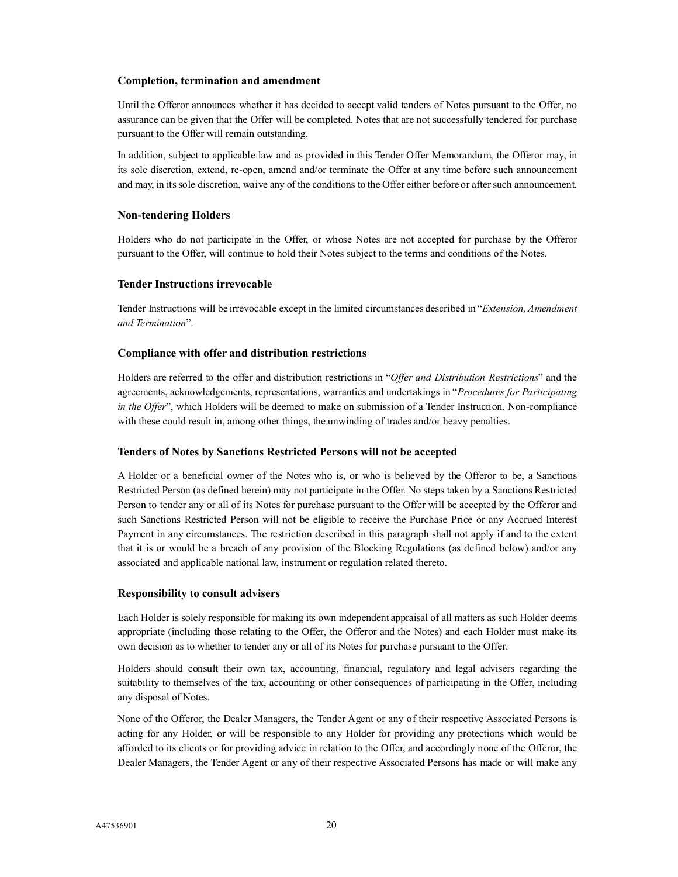### Completion, termination and amendment

Until the Offeror announces whether it has decided to accept valid tenders of Notes pursuant to the Offer, no assurance can be given that the Offer will be completed. Notes that are not successfully tendered for purchase pursuant to the Offer will remain outstanding.

In addition, subject to applicable law and as provided in this Tender Offer Memorandum, the Offeror may, in its sole discretion, extend, re-open, amend and/or terminate the Offer at any time before such announcement and may, in its sole discretion, waive any of the conditions to the Offer either before or after such announcement.

### Non-tendering Holders

Holders who do not participate in the Offer, or whose Notes are not accepted for purchase by the Offeror pursuant to the Offer, will continue to hold their Notes subject to the terms and conditions of the Notes.

### Tender Instructions irrevocable

Tender Instructions will be irrevocable except in the limited circumstances described in "*Extension, Amendment and Termination*".

### Compliance with offer and distribution restrictions

Holders are referred to the offer and distribution restrictions in "*Offer and Distribution Restrictions*" and the agreements, acknowledgements, representations, warranties and undertakings in "*Procedures for Participating in the Offer*", which Holders will be deemed to make on submission of a Tender Instruction. Non-compliance with these could result in, among other things, the unwinding of trades and/or heavy penalties.

### Tenders of Notes by Sanctions Restricted Persons will not be accepted

A Holder or a beneficial owner of the Notes who is, or who is believed by the Offeror to be, a Sanctions Restricted Person (as defined herein) may not participate in the Offer. No steps taken by a Sanctions Restricted Person to tender any or all of its Notes for purchase pursuant to the Offer will be accepted by the Offeror and such Sanctions Restricted Person will not be eligible to receive the Purchase Price or any Accrued Interest Payment in any circumstances. The restriction described in this paragraph shall not apply if and to the extent that it is or would be a breach of any provision of the Blocking Regulations (as defined below) and/or any associated and applicable national law, instrument or regulation related thereto.

### Responsibility to consult advisers

Each Holder is solely responsible for making its own independent appraisal of all matters as such Holder deems appropriate (including those relating to the Offer, the Offeror and the Notes) and each Holder must make its own decision as to whether to tender any or all of its Notes for purchase pursuant to the Offer.

Holders should consult their own tax, accounting, financial, regulatory and legal advisers regarding the suitability to themselves of the tax, accounting or other consequences of participating in the Offer, including any disposal of Notes.

None of the Offeror, the Dealer Managers, the Tender Agent or any of their respective Associated Persons is acting for any Holder, or will be responsible to any Holder for providing any protections which would be afforded to its clients or for providing advice in relation to the Offer, and accordingly none of the Offeror, the Dealer Managers, the Tender Agent or any of their respective Associated Persons has made or will make any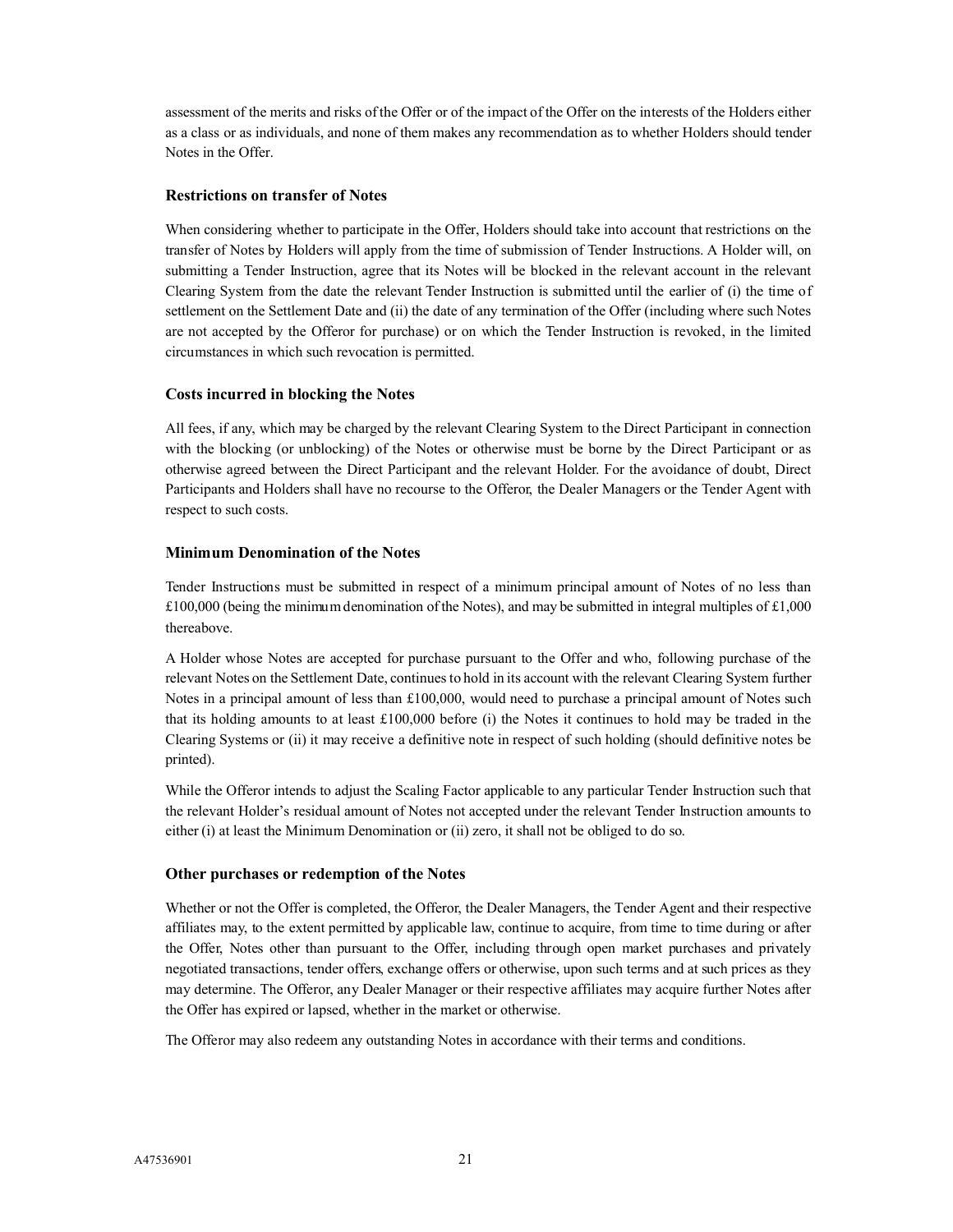assessment of the merits and risks of the Offer or of the impact of the Offer on the interests of the Holders either as a class or as individuals, and none of them makes any recommendation as to whether Holders should tender Notes in the Offer.

### Restrictions on transfer of Notes

When considering whether to participate in the Offer, Holders should take into account that restrictions on the transfer of Notes by Holders will apply from the time of submission of Tender Instructions. A Holder will, on submitting a Tender Instruction, agree that its Notes will be blocked in the relevant account in the relevant Clearing System from the date the relevant Tender Instruction is submitted until the earlier of (i) the time of settlement on the Settlement Date and (ii) the date of any termination of the Offer (including where such Notes are not accepted by the Offeror for purchase) or on which the Tender Instruction is revoked, in the limited circumstances in which such revocation is permitted.

### Costs incurred in blocking the Notes

All fees, if any, which may be charged by the relevant Clearing System to the Direct Participant in connection with the blocking (or unblocking) of the Notes or otherwise must be borne by the Direct Participant or as otherwise agreed between the Direct Participant and the relevant Holder. For the avoidance of doubt, Direct Participants and Holders shall have no recourse to the Offeror, the Dealer Managers or the Tender Agent with respect to such costs.

### Minimum Denomination of the Notes

Tender Instructions must be submitted in respect of a minimum principal amount of Notes of no less than £100,000 (being the minimum denomination of the Notes), and may be submitted in integral multiples of £1,000 thereabove.

A Holder whose Notes are accepted for purchase pursuant to the Offer and who, following purchase of the relevant Notes on the Settlement Date, continues to hold in its account with the relevant Clearing System further Notes in a principal amount of less than £100,000, would need to purchase a principal amount of Notes such that its holding amounts to at least £100,000 before (i) the Notes it continues to hold may be traded in the Clearing Systems or (ii) it may receive a definitive note in respect of such holding (should definitive notes be printed).

While the Offeror intends to adjust the Scaling Factor applicable to any particular Tender Instruction such that the relevant Holder's residual amount of Notes not accepted under the relevant Tender Instruction amounts to either (i) at least the Minimum Denomination or (ii) zero, it shall not be obliged to do so.

### Other purchases or redemption of the Notes

Whether or not the Offer is completed, the Offeror, the Dealer Managers, the Tender Agent and their respective affiliates may, to the extent permitted by applicable law, continue to acquire, from time to time during or after the Offer, Notes other than pursuant to the Offer, including through open market purchases and privately negotiated transactions, tender offers, exchange offers or otherwise, upon such terms and at such prices as they may determine. The Offeror, any Dealer Manager or their respective affiliates may acquire further Notes after the Offer has expired or lapsed, whether in the market or otherwise.

The Offeror may also redeem any outstanding Notes in accordance with their terms and conditions.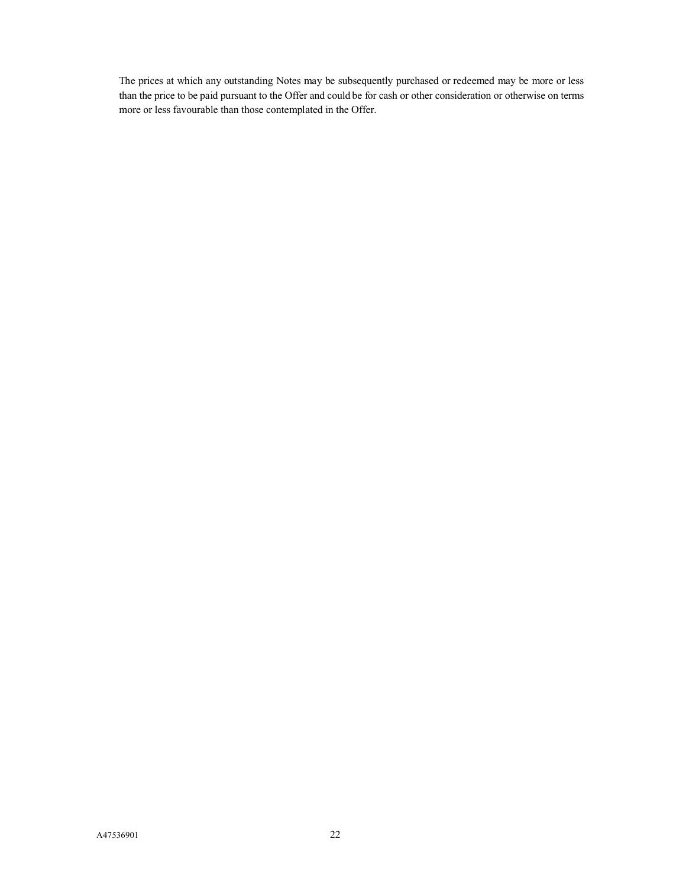The prices at which any outstanding Notes may be subsequently purchased or redeemed may be more or less than the price to be paid pursuant to the Offer and could be for cash or other consideration or otherwise on terms more or less favourable than those contemplated in the Offer.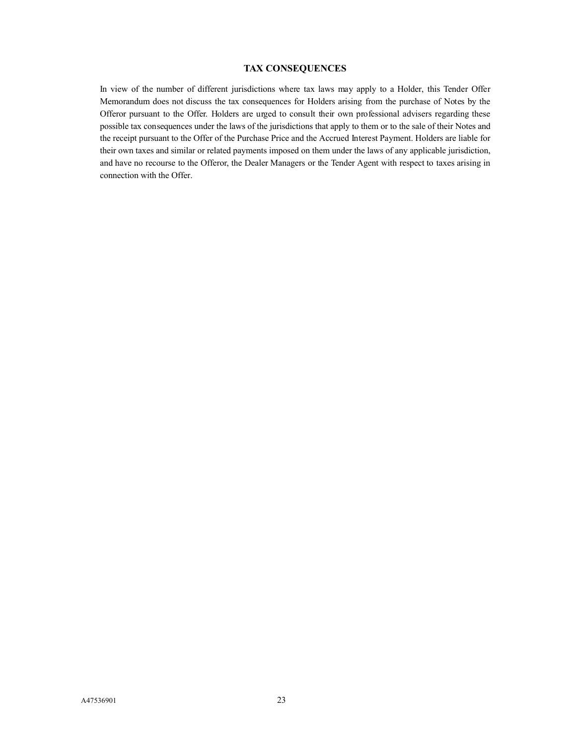## TAX CONSEQUENCES

In view of the number of different jurisdictions where tax laws may apply to a Holder, this Tender Offer Memorandum does not discuss the tax consequences for Holders arising from the purchase of Notes by the Offeror pursuant to the Offer. Holders are urged to consult their own professional advisers regarding these possible tax consequences under the laws of the jurisdictions that apply to them or to the sale of their Notes and the receipt pursuant to the Offer of the Purchase Price and the Accrued Interest Payment. Holders are liable for their own taxes and similar or related payments imposed on them under the laws of any applicable jurisdiction, and have no recourse to the Offeror, the Dealer Managers or the Tender Agent with respect to taxes arising in connection with the Offer.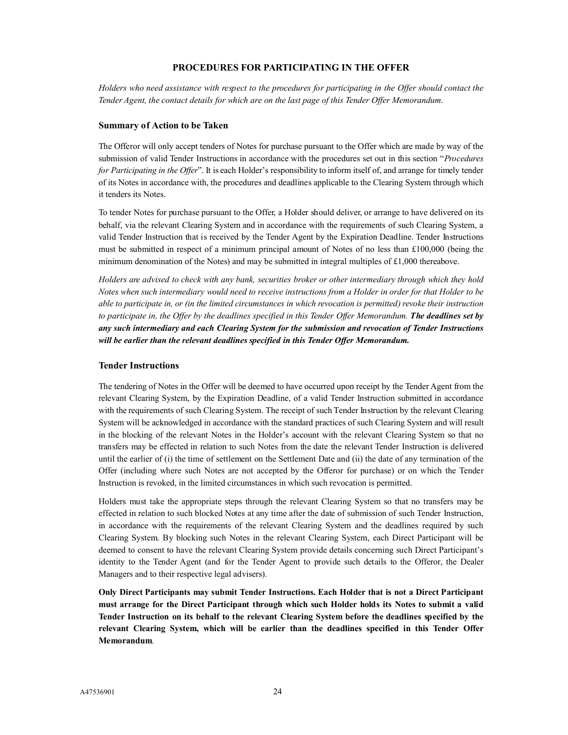# PROCEDURES FOR PARTICIPATING IN THE OFFER

*Holders who need assistance with respect to the procedures for participating in the Offer should contact the Tender Agent, the contact details for which are on the last page of this Tender Offer Memorandum.*

## Summary of Action to be Taken

The Offeror will only accept tenders of Notes for purchase pursuant to the Offer which are made by way of the submission of valid Tender Instructions in accordance with the procedures set out in this section "*Procedures for Participating in the Offer*". It is each Holder's responsibility to inform itself of, and arrange for timely tender of its Notes in accordance with, the procedures and deadlines applicable to the Clearing System through which it tenders its Notes.

To tender Notes for purchase pursuant to the Offer, a Holder should deliver, or arrange to have delivered on its behalf, via the relevant Clearing System and in accordance with the requirements of such Clearing System, a valid Tender Instruction that is received by the Tender Agent by the Expiration Deadline. Tender Instructions must be submitted in respect of a minimum principal amount of Notes of no less than £100,000 (being the minimum denomination of the Notes) and may be submitted in integral multiples of £1,000 thereabove.

*Holders are advised to check with any bank, securities broker or other intermediary through which they hold Notes when such intermediary would need to receive instructions from a Holder in order for that Holder to be able to participate in, or (in the limited circumstances in which revocation is permitted) revoke their instruction to participate in, the Offer by the deadlines specified in this Tender Offer Memorandum.* ***The deadlines set by any such intermediary and each Clearing System for the submission and revocation of Tender Instructions will be earlier than the relevant deadlines specified in this Tender Offer Memorandum.***

## Tender Instructions

The tendering of Notes in the Offer will be deemed to have occurred upon receipt by the Tender Agent from the relevant Clearing System, by the Expiration Deadline, of a valid Tender Instruction submitted in accordance with the requirements of such Clearing System. The receipt of such Tender Instruction by the relevant Clearing System will be acknowledged in accordance with the standard practices of such Clearing System and will result in the blocking of the relevant Notes in the Holder's account with the relevant Clearing System so that no transfers may be effected in relation to such Notes from the date the relevant Tender Instruction is delivered until the earlier of (i) the time of settlement on the Settlement Date and (ii) the date of any termination of the Offer (including where such Notes are not accepted by the Offeror for purchase) or on which the Tender Instruction is revoked, in the limited circumstances in which such revocation is permitted.

Holders must take the appropriate steps through the relevant Clearing System so that no transfers may be effected in relation to such blocked Notes at any time after the date of submission of such Tender Instruction, in accordance with the requirements of the relevant Clearing System and the deadlines required by such Clearing System. By blocking such Notes in the relevant Clearing System, each Direct Participant will be deemed to consent to have the relevant Clearing System provide details concerning such Direct Participant's identity to the Tender Agent (and for the Tender Agent to provide such details to the Offeror, the Dealer Managers and to their respective legal advisers).

**Only Direct Participants may submit Tender Instructions. Each Holder that is not a Direct Participant must arrange for the Direct Participant through which such Holder holds its Notes to submit a valid Tender Instruction on its behalf to the relevant Clearing System before the deadlines specified by the relevant Clearing System, which will be earlier than the deadlines specified in this Tender Offer Memorandum**.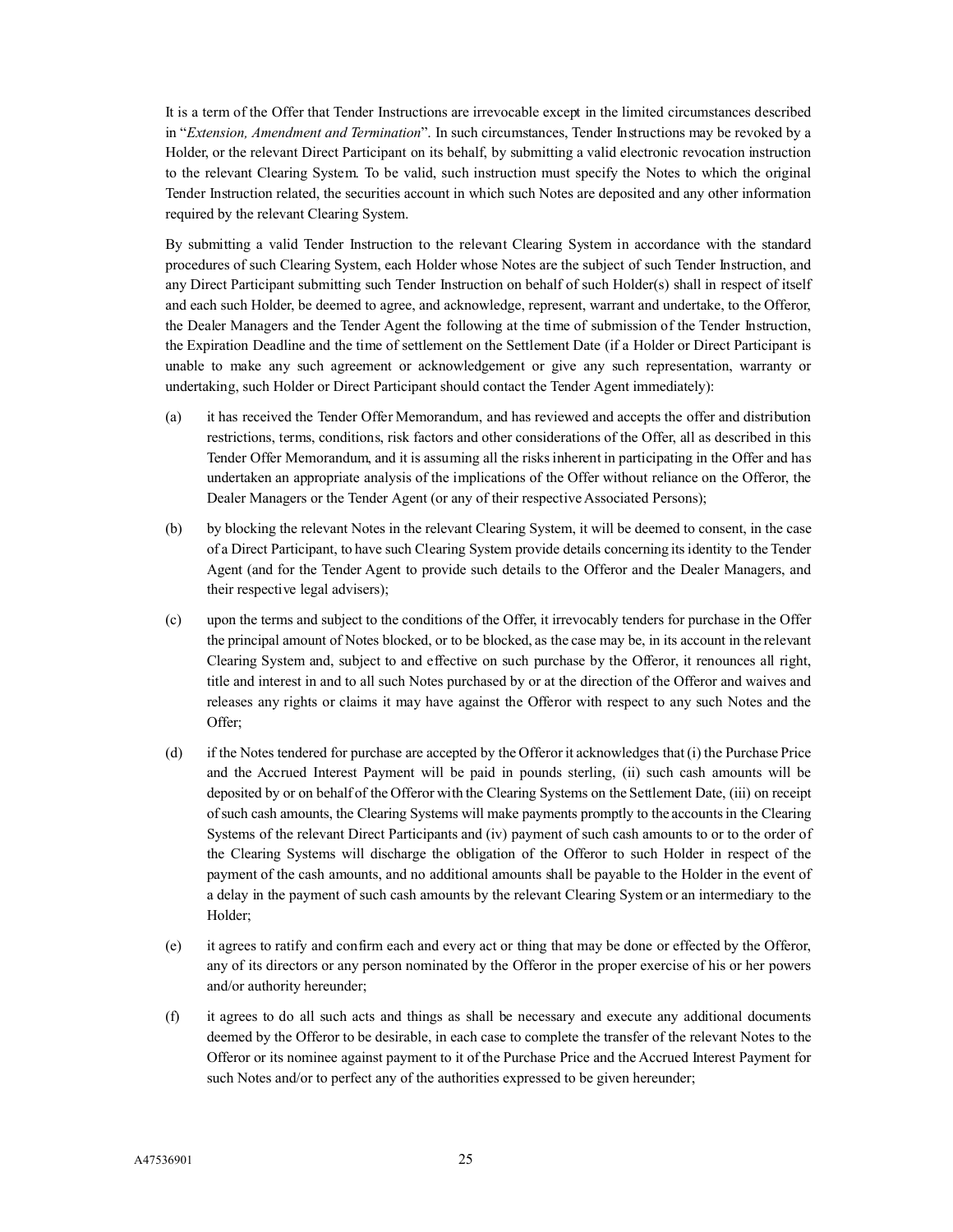It is a term of the Offer that Tender Instructions are irrevocable except in the limited circumstances described in "*Extension, Amendment and Termination*". In such circumstances, Tender Instructions may be revoked by a Holder, or the relevant Direct Participant on its behalf, by submitting a valid electronic revocation instruction to the relevant Clearing System. To be valid, such instruction must specify the Notes to which the original Tender Instruction related, the securities account in which such Notes are deposited and any other information required by the relevant Clearing System.

By submitting a valid Tender Instruction to the relevant Clearing System in accordance with the standard procedures of such Clearing System, each Holder whose Notes are the subject of such Tender Instruction, and any Direct Participant submitting such Tender Instruction on behalf of such Holder(s) shall in respect of itself and each such Holder, be deemed to agree, and acknowledge, represent, warrant and undertake, to the Offeror, the Dealer Managers and the Tender Agent the following at the time of submission of the Tender Instruction, the Expiration Deadline and the time of settlement on the Settlement Date (if a Holder or Direct Participant is unable to make any such agreement or acknowledgement or give any such representation, warranty or undertaking, such Holder or Direct Participant should contact the Tender Agent immediately):

(a) it has received the Tender Offer Memorandum, and has reviewed and accepts the offer and distribution restrictions, terms, conditions, risk factors and other considerations of the Offer, all as described in this Tender Offer Memorandum, and it is assuming all the risks inherent in participating in the Offer and has undertaken an appropriate analysis of the implications of the Offer without reliance on the Offeror, the Dealer Managers or the Tender Agent (or any of their respective Associated Persons);

(b) by blocking the relevant Notes in the relevant Clearing System, it will be deemed to consent, in the case of a Direct Participant, to have such Clearing System provide details concerning its identity to the Tender Agent (and for the Tender Agent to provide such details to the Offeror and the Dealer Managers, and their respective legal advisers);

(c) upon the terms and subject to the conditions of the Offer, it irrevocably tenders for purchase in the Offer the principal amount of Notes blocked, or to be blocked, as the case may be, in its account in the relevant Clearing System and, subject to and effective on such purchase by the Offeror, it renounces all right, title and interest in and to all such Notes purchased by or at the direction of the Offeror and waives and releases any rights or claims it may have against the Offeror with respect to any such Notes and the Offer;

(d) if the Notes tendered for purchase are accepted by the Offeror it acknowledges that (i) the Purchase Price and the Accrued Interest Payment will be paid in pounds sterling, (ii) such cash amounts will be deposited by or on behalf of the Offeror with the Clearing Systems on the Settlement Date, (iii) on receipt of such cash amounts, the Clearing Systems will make payments promptly to the accounts in the Clearing Systems of the relevant Direct Participants and (iv) payment of such cash amounts to or to the order of the Clearing Systems will discharge the obligation of the Offeror to such Holder in respect of the payment of the cash amounts, and no additional amounts shall be payable to the Holder in the event of a delay in the payment of such cash amounts by the relevant Clearing System or an intermediary to the Holder;

(e) it agrees to ratify and confirm each and every act or thing that may be done or effected by the Offeror, any of its directors or any person nominated by the Offeror in the proper exercise of his or her powers and/or authority hereunder;

(f) it agrees to do all such acts and things as shall be necessary and execute any additional documents deemed by the Offeror to be desirable, in each case to complete the transfer of the relevant Notes to the Offeror or its nominee against payment to it of the Purchase Price and the Accrued Interest Payment for such Notes and/or to perfect any of the authorities expressed to be given hereunder;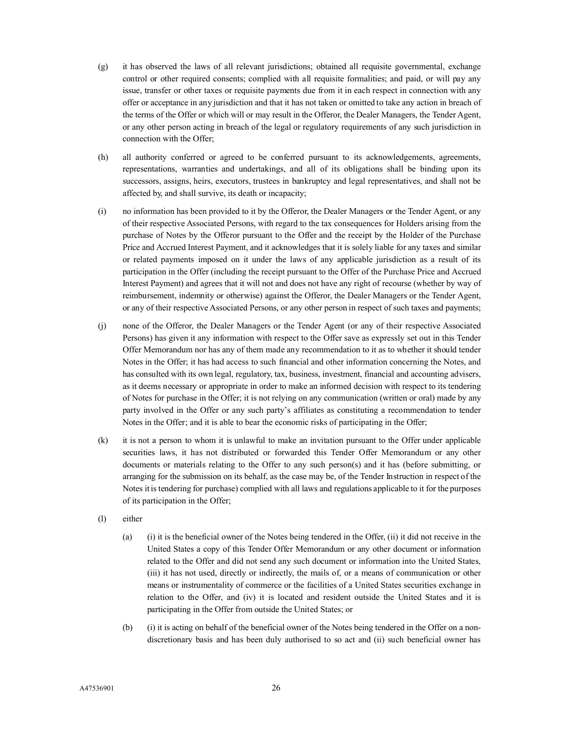(g) it has observed the laws of all relevant jurisdictions; obtained all requisite governmental, exchange control or other required consents; complied with all requisite formalities; and paid, or will pay any issue, transfer or other taxes or requisite payments due from it in each respect in connection with any offer or acceptance in any jurisdiction and that it has not taken or omitted to take any action in breach of the terms of the Offer or which will or may result in the Offeror, the Dealer Managers, the Tender Agent, or any other person acting in breach of the legal or regulatory requirements of any such jurisdiction in connection with the Offer;

(h) all authority conferred or agreed to be conferred pursuant to its acknowledgements, agreements, representations, warranties and undertakings, and all of its obligations shall be binding upon its successors, assigns, heirs, executors, trustees in bankruptcy and legal representatives, and shall not be affected by, and shall survive, its death or incapacity;

(i) no information has been provided to it by the Offeror, the Dealer Managers or the Tender Agent, or any of their respective Associated Persons, with regard to the tax consequences for Holders arising from the purchase of Notes by the Offeror pursuant to the Offer and the receipt by the Holder of the Purchase Price and Accrued Interest Payment, and it acknowledges that it is solely liable for any taxes and similar or related payments imposed on it under the laws of any applicable jurisdiction as a result of its participation in the Offer (including the receipt pursuant to the Offer of the Purchase Price and Accrued Interest Payment) and agrees that it will not and does not have any right of recourse (whether by way of reimbursement, indemnity or otherwise) against the Offeror, the Dealer Managers or the Tender Agent, or any of their respective Associated Persons, or any other person in respect of such taxes and payments;

(j) none of the Offeror, the Dealer Managers or the Tender Agent (or any of their respective Associated Persons) has given it any information with respect to the Offer save as expressly set out in this Tender Offer Memorandum nor has any of them made any recommendation to it as to whether it should tender Notes in the Offer; it has had access to such financial and other information concerning the Notes, and has consulted with its own legal, regulatory, tax, business, investment, financial and accounting advisers, as it deems necessary or appropriate in order to make an informed decision with respect to its tendering of Notes for purchase in the Offer; it is not relying on any communication (written or oral) made by any party involved in the Offer or any such party's affiliates as constituting a recommendation to tender Notes in the Offer; and it is able to bear the economic risks of participating in the Offer;

(k) it is not a person to whom it is unlawful to make an invitation pursuant to the Offer under applicable securities laws, it has not distributed or forwarded this Tender Offer Memorandum or any other documents or materials relating to the Offer to any such person(s) and it has (before submitting, or arranging for the submission on its behalf, as the case may be, of the Tender Instruction in respect of the Notes it is tendering for purchase) complied with all laws and regulations applicable to it for the purposes of its participation in the Offer;

(l) either

  (a) (i) it is the beneficial owner of the Notes being tendered in the Offer, (ii) it did not receive in the United States a copy of this Tender Offer Memorandum or any other document or information related to the Offer and did not send any such document or information into the United States, (iii) it has not used, directly or indirectly, the mails of, or a means of communication or other means or instrumentality of commerce or the facilities of a United States securities exchange in relation to the Offer, and (iv) it is located and resident outside the United States and it is participating in the Offer from outside the United States; or

  (b) (i) it is acting on behalf of the beneficial owner of the Notes being tendered in the Offer on a non-discretionary basis and has been duly authorised to so act and (ii) such beneficial owner has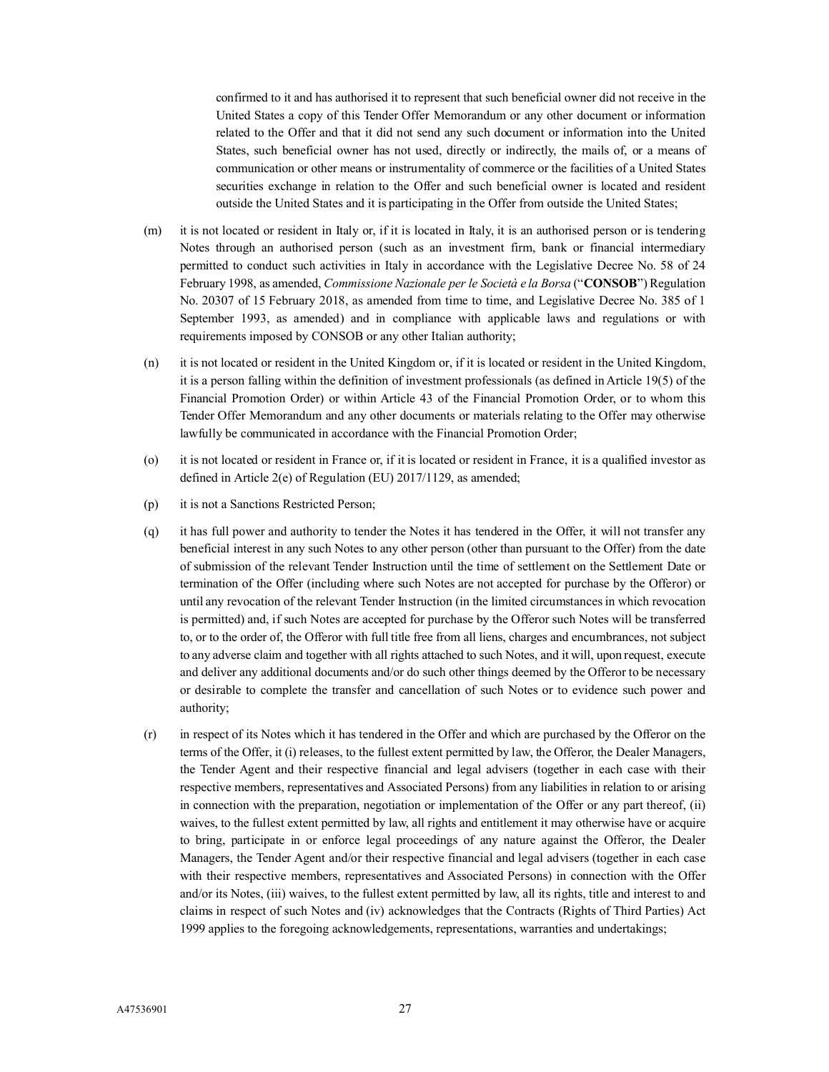confirmed to it and has authorised it to represent that such beneficial owner did not receive in the United States a copy of this Tender Offer Memorandum or any other document or information related to the Offer and that it did not send any such document or information into the United States, such beneficial owner has not used, directly or indirectly, the mails of, or a means of communication or other means or instrumentality of commerce or the facilities of a United States securities exchange in relation to the Offer and such beneficial owner is located and resident outside the United States and it is participating in the Offer from outside the United States;

(m) it is not located or resident in Italy or, if it is located in Italy, it is an authorised person or is tendering Notes through an authorised person (such as an investment firm, bank or financial intermediary permitted to conduct such activities in Italy in accordance with the Legislative Decree No. 58 of 24 February 1998, as amended, *Commissione Nazionale per le Società e la Borsa* ("**CONSOB**") Regulation No. 20307 of 15 February 2018, as amended from time to time, and Legislative Decree No. 385 of 1 September 1993, as amended) and in compliance with applicable laws and regulations or with requirements imposed by CONSOB or any other Italian authority;

(n) it is not located or resident in the United Kingdom or, if it is located or resident in the United Kingdom, it is a person falling within the definition of investment professionals (as defined in Article 19(5) of the Financial Promotion Order) or within Article 43 of the Financial Promotion Order, or to whom this Tender Offer Memorandum and any other documents or materials relating to the Offer may otherwise lawfully be communicated in accordance with the Financial Promotion Order;

(o) it is not located or resident in France or, if it is located or resident in France, it is a qualified investor as defined in Article 2(e) of Regulation (EU) 2017/1129, as amended;

(p) it is not a Sanctions Restricted Person;

(q) it has full power and authority to tender the Notes it has tendered in the Offer, it will not transfer any beneficial interest in any such Notes to any other person (other than pursuant to the Offer) from the date of submission of the relevant Tender Instruction until the time of settlement on the Settlement Date or termination of the Offer (including where such Notes are not accepted for purchase by the Offeror) or until any revocation of the relevant Tender Instruction (in the limited circumstances in which revocation is permitted) and, if such Notes are accepted for purchase by the Offeror such Notes will be transferred to, or to the order of, the Offeror with full title free from all liens, charges and encumbrances, not subject to any adverse claim and together with all rights attached to such Notes, and it will, upon request, execute and deliver any additional documents and/or do such other things deemed by the Offeror to be necessary or desirable to complete the transfer and cancellation of such Notes or to evidence such power and authority;

(r) in respect of its Notes which it has tendered in the Offer and which are purchased by the Offeror on the terms of the Offer, it (i) releases, to the fullest extent permitted by law, the Offeror, the Dealer Managers, the Tender Agent and their respective financial and legal advisers (together in each case with their respective members, representatives and Associated Persons) from any liabilities in relation to or arising in connection with the preparation, negotiation or implementation of the Offer or any part thereof, (ii) waives, to the fullest extent permitted by law, all rights and entitlement it may otherwise have or acquire to bring, participate in or enforce legal proceedings of any nature against the Offeror, the Dealer Managers, the Tender Agent and/or their respective financial and legal advisers (together in each case with their respective members, representatives and Associated Persons) in connection with the Offer and/or its Notes, (iii) waives, to the fullest extent permitted by law, all its rights, title and interest to and claims in respect of such Notes and (iv) acknowledges that the Contracts (Rights of Third Parties) Act 1999 applies to the foregoing acknowledgements, representations, warranties and undertakings;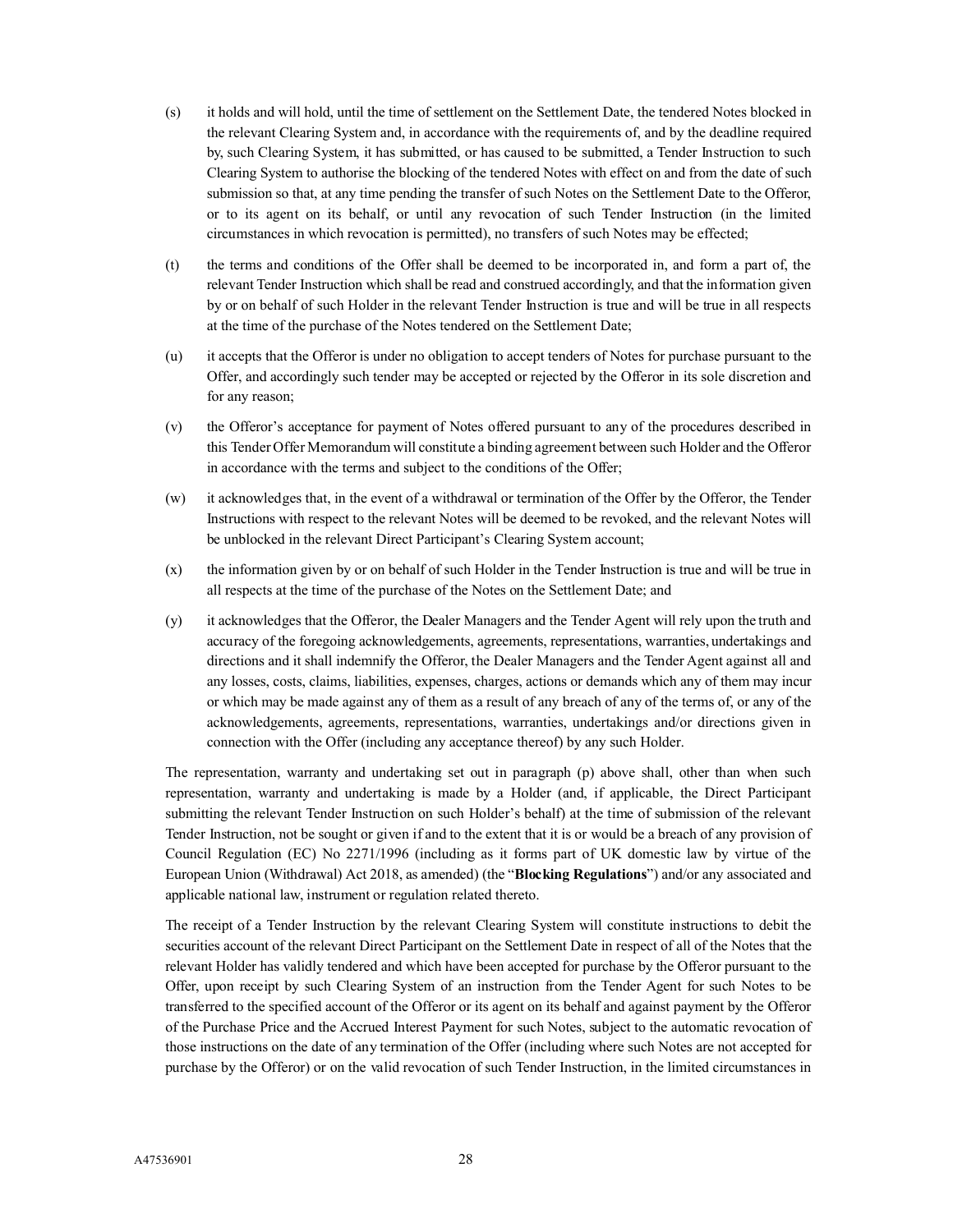(s) it holds and will hold, until the time of settlement on the Settlement Date, the tendered Notes blocked in the relevant Clearing System and, in accordance with the requirements of, and by the deadline required by, such Clearing System, it has submitted, or has caused to be submitted, a Tender Instruction to such Clearing System to authorise the blocking of the tendered Notes with effect on and from the date of such submission so that, at any time pending the transfer of such Notes on the Settlement Date to the Offeror, or to its agent on its behalf, or until any revocation of such Tender Instruction (in the limited circumstances in which revocation is permitted), no transfers of such Notes may be effected;

(t) the terms and conditions of the Offer shall be deemed to be incorporated in, and form a part of, the relevant Tender Instruction which shall be read and construed accordingly, and that the information given by or on behalf of such Holder in the relevant Tender Instruction is true and will be true in all respects at the time of the purchase of the Notes tendered on the Settlement Date;

(u) it accepts that the Offeror is under no obligation to accept tenders of Notes for purchase pursuant to the Offer, and accordingly such tender may be accepted or rejected by the Offeror in its sole discretion and for any reason;

(v) the Offeror's acceptance for payment of Notes offered pursuant to any of the procedures described in this Tender Offer Memorandum will constitute a binding agreement between such Holder and the Offeror in accordance with the terms and subject to the conditions of the Offer;

(w) it acknowledges that, in the event of a withdrawal or termination of the Offer by the Offeror, the Tender Instructions with respect to the relevant Notes will be deemed to be revoked, and the relevant Notes will be unblocked in the relevant Direct Participant's Clearing System account;

(x) the information given by or on behalf of such Holder in the Tender Instruction is true and will be true in all respects at the time of the purchase of the Notes on the Settlement Date; and

(y) it acknowledges that the Offeror, the Dealer Managers and the Tender Agent will rely upon the truth and accuracy of the foregoing acknowledgements, agreements, representations, warranties, undertakings and directions and it shall indemnify the Offeror, the Dealer Managers and the Tender Agent against all and any losses, costs, claims, liabilities, expenses, charges, actions or demands which any of them may incur or which may be made against any of them as a result of any breach of any of the terms of, or any of the acknowledgements, agreements, representations, warranties, undertakings and/or directions given in connection with the Offer (including any acceptance thereof) by any such Holder.

The representation, warranty and undertaking set out in paragraph (p) above shall, other than when such representation, warranty and undertaking is made by a Holder (and, if applicable, the Direct Participant submitting the relevant Tender Instruction on such Holder's behalf) at the time of submission of the relevant Tender Instruction, not be sought or given if and to the extent that it is or would be a breach of any provision of Council Regulation (EC) No 2271/1996 (including as it forms part of UK domestic law by virtue of the European Union (Withdrawal) Act 2018, as amended) (the "**Blocking Regulations**") and/or any associated and applicable national law, instrument or regulation related thereto.

The receipt of a Tender Instruction by the relevant Clearing System will constitute instructions to debit the securities account of the relevant Direct Participant on the Settlement Date in respect of all of the Notes that the relevant Holder has validly tendered and which have been accepted for purchase by the Offeror pursuant to the Offer, upon receipt by such Clearing System of an instruction from the Tender Agent for such Notes to be transferred to the specified account of the Offeror or its agent on its behalf and against payment by the Offeror of the Purchase Price and the Accrued Interest Payment for such Notes, subject to the automatic revocation of those instructions on the date of any termination of the Offer (including where such Notes are not accepted for purchase by the Offeror) or on the valid revocation of such Tender Instruction, in the limited circumstances in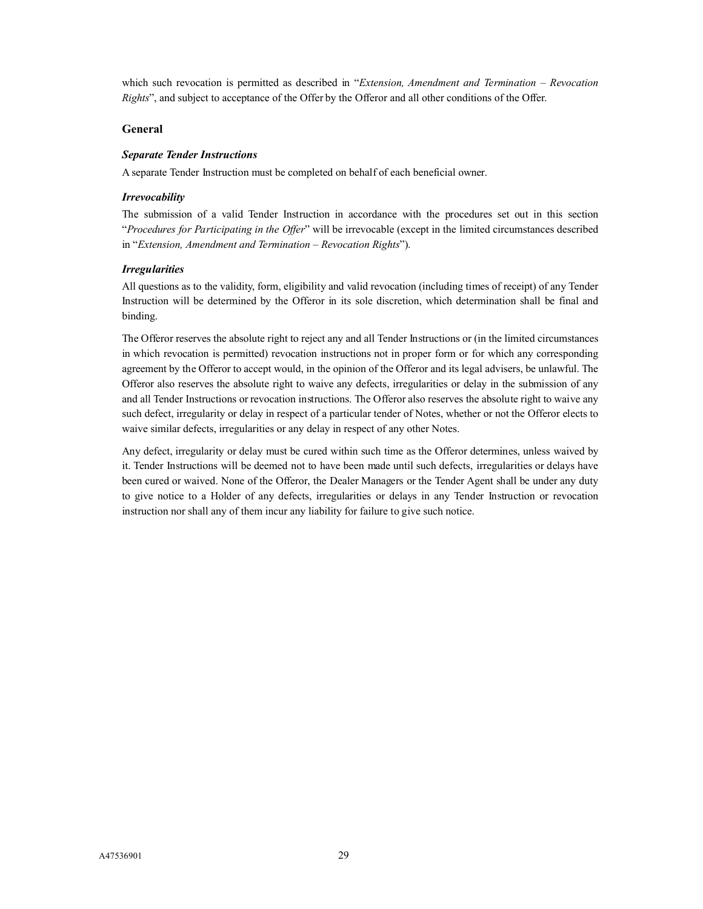which such revocation is permitted as described in "*Extension, Amendment and Termination – Revocation Rights*", and subject to acceptance of the Offer by the Offeror and all other conditions of the Offer.

## General

### *Separate Tender Instructions*

A separate Tender Instruction must be completed on behalf of each beneficial owner.

### *Irrevocability*

The submission of a valid Tender Instruction in accordance with the procedures set out in this section "*Procedures for Participating in the Offer*" will be irrevocable (except in the limited circumstances described in "*Extension, Amendment and Termination – Revocation Rights*").

### *Irregularities*

All questions as to the validity, form, eligibility and valid revocation (including times of receipt) of any Tender Instruction will be determined by the Offeror in its sole discretion, which determination shall be final and binding.

The Offeror reserves the absolute right to reject any and all Tender Instructions or (in the limited circumstances in which revocation is permitted) revocation instructions not in proper form or for which any corresponding agreement by the Offeror to accept would, in the opinion of the Offeror and its legal advisers, be unlawful. The Offeror also reserves the absolute right to waive any defects, irregularities or delay in the submission of any and all Tender Instructions or revocation instructions. The Offeror also reserves the absolute right to waive any such defect, irregularity or delay in respect of a particular tender of Notes, whether or not the Offeror elects to waive similar defects, irregularities or any delay in respect of any other Notes.

Any defect, irregularity or delay must be cured within such time as the Offeror determines, unless waived by it. Tender Instructions will be deemed not to have been made until such defects, irregularities or delays have been cured or waived. None of the Offeror, the Dealer Managers or the Tender Agent shall be under any duty to give notice to a Holder of any defects, irregularities or delays in any Tender Instruction or revocation instruction nor shall any of them incur any liability for failure to give such notice.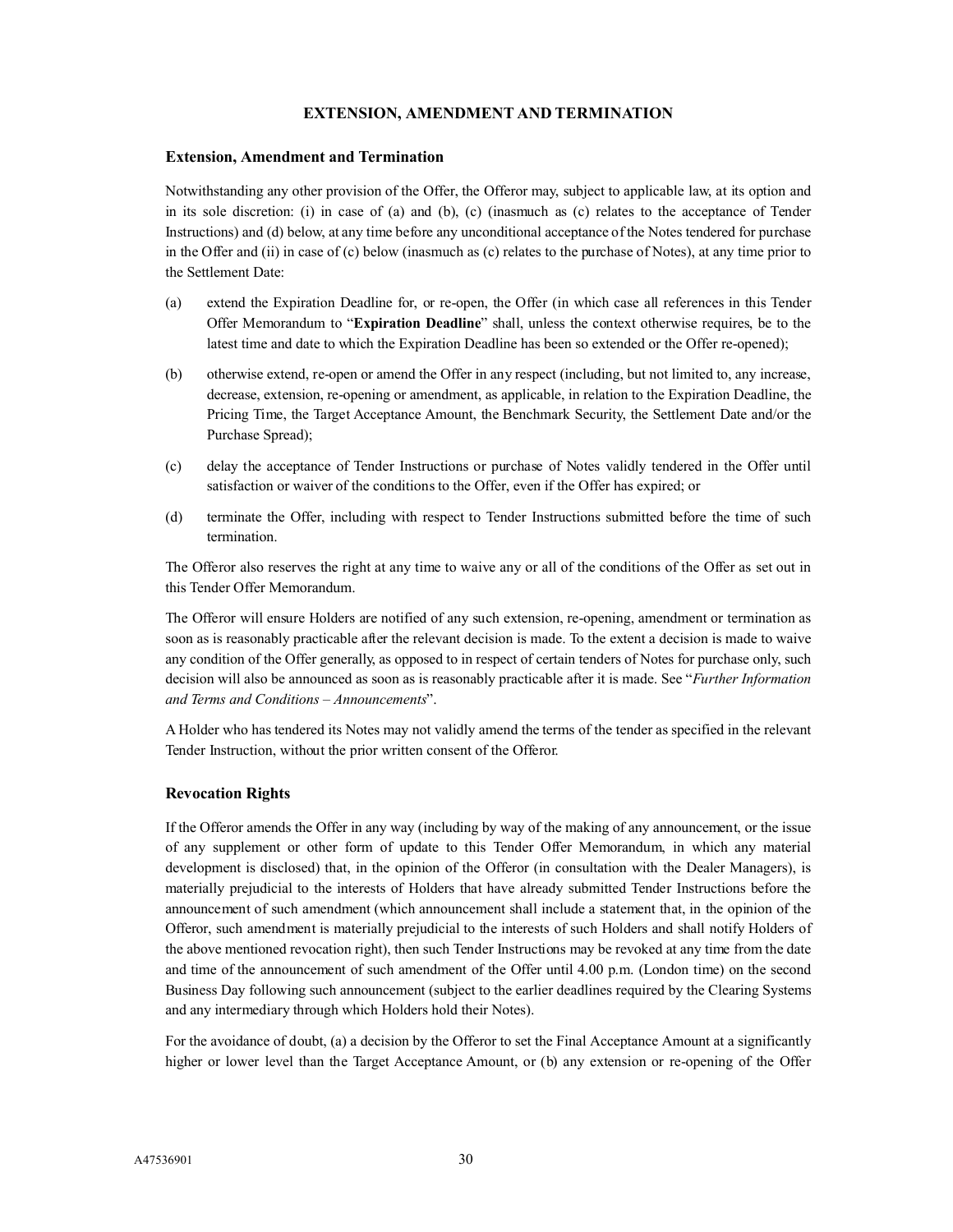# EXTENSION, AMENDMENT AND TERMINATION

## Extension, Amendment and Termination

Notwithstanding any other provision of the Offer, the Offeror may, subject to applicable law, at its option and in its sole discretion: (i) in case of (a) and (b), (c) (inasmuch as (c) relates to the acceptance of Tender Instructions) and (d) below, at any time before any unconditional acceptance of the Notes tendered for purchase in the Offer and (ii) in case of (c) below (inasmuch as (c) relates to the purchase of Notes), at any time prior to the Settlement Date:

(a) extend the Expiration Deadline for, or re-open, the Offer (in which case all references in this Tender Offer Memorandum to "**Expiration Deadline**" shall, unless the context otherwise requires, be to the latest time and date to which the Expiration Deadline has been so extended or the Offer re-opened);

(b) otherwise extend, re-open or amend the Offer in any respect (including, but not limited to, any increase, decrease, extension, re-opening or amendment, as applicable, in relation to the Expiration Deadline, the Pricing Time, the Target Acceptance Amount, the Benchmark Security, the Settlement Date and/or the Purchase Spread);

(c) delay the acceptance of Tender Instructions or purchase of Notes validly tendered in the Offer until satisfaction or waiver of the conditions to the Offer, even if the Offer has expired; or

(d) terminate the Offer, including with respect to Tender Instructions submitted before the time of such termination.

The Offeror also reserves the right at any time to waive any or all of the conditions of the Offer as set out in this Tender Offer Memorandum.

The Offeror will ensure Holders are notified of any such extension, re-opening, amendment or termination as soon as is reasonably practicable after the relevant decision is made. To the extent a decision is made to waive any condition of the Offer generally, as opposed to in respect of certain tenders of Notes for purchase only, such decision will also be announced as soon as is reasonably practicable after it is made. See "*Further Information and Terms and Conditions – Announcements*".

A Holder who has tendered its Notes may not validly amend the terms of the tender as specified in the relevant Tender Instruction, without the prior written consent of the Offeror.

## Revocation Rights

If the Offeror amends the Offer in any way (including by way of the making of any announcement, or the issue of any supplement or other form of update to this Tender Offer Memorandum, in which any material development is disclosed) that, in the opinion of the Offeror (in consultation with the Dealer Managers), is materially prejudicial to the interests of Holders that have already submitted Tender Instructions before the announcement of such amendment (which announcement shall include a statement that, in the opinion of the Offeror, such amendment is materially prejudicial to the interests of such Holders and shall notify Holders of the above mentioned revocation right), then such Tender Instructions may be revoked at any time from the date and time of the announcement of such amendment of the Offer until 4.00 p.m. (London time) on the second Business Day following such announcement (subject to the earlier deadlines required by the Clearing Systems and any intermediary through which Holders hold their Notes).

For the avoidance of doubt, (a) a decision by the Offeror to set the Final Acceptance Amount at a significantly higher or lower level than the Target Acceptance Amount, or (b) any extension or re-opening of the Offer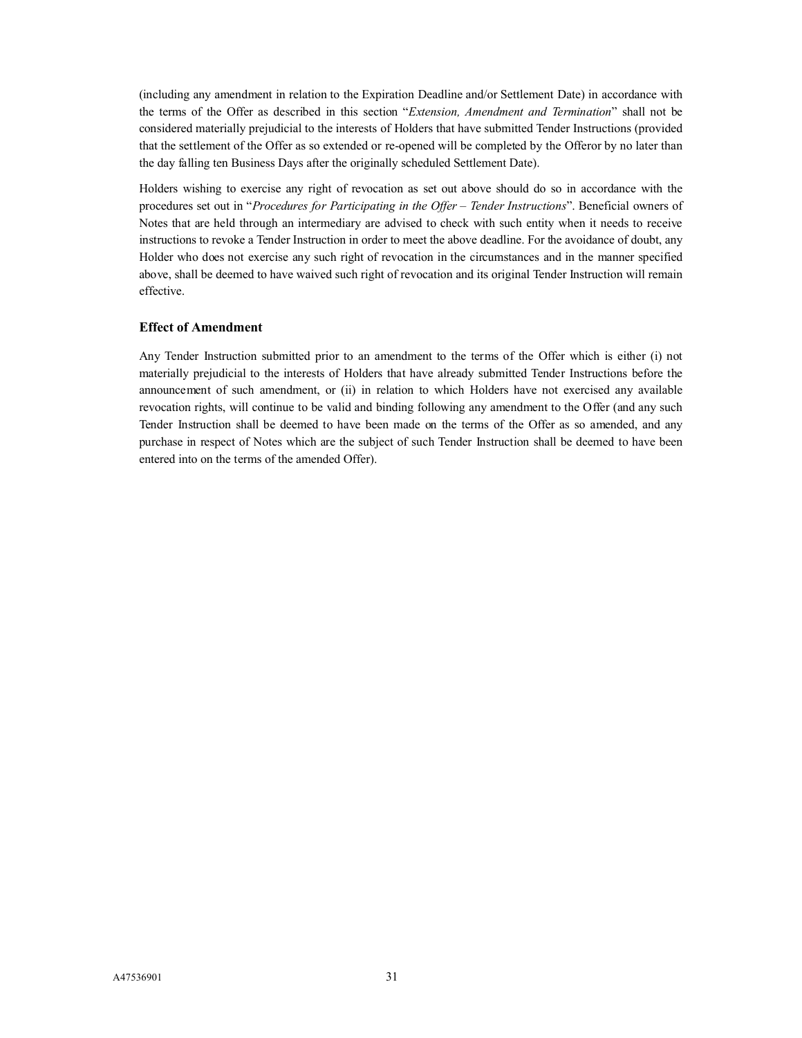(including any amendment in relation to the Expiration Deadline and/or Settlement Date) in accordance with the terms of the Offer as described in this section "*Extension, Amendment and Termination*" shall not be considered materially prejudicial to the interests of Holders that have submitted Tender Instructions (provided that the settlement of the Offer as so extended or re-opened will be completed by the Offeror by no later than the day falling ten Business Days after the originally scheduled Settlement Date).

Holders wishing to exercise any right of revocation as set out above should do so in accordance with the procedures set out in "*Procedures for Participating in the Offer – Tender Instructions*". Beneficial owners of Notes that are held through an intermediary are advised to check with such entity when it needs to receive instructions to revoke a Tender Instruction in order to meet the above deadline. For the avoidance of doubt, any Holder who does not exercise any such right of revocation in the circumstances and in the manner specified above, shall be deemed to have waived such right of revocation and its original Tender Instruction will remain effective.

### Effect of Amendment

Any Tender Instruction submitted prior to an amendment to the terms of the Offer which is either (i) not materially prejudicial to the interests of Holders that have already submitted Tender Instructions before the announcement of such amendment, or (ii) in relation to which Holders have not exercised any available revocation rights, will continue to be valid and binding following any amendment to the Offer (and any such Tender Instruction shall be deemed to have been made on the terms of the Offer as so amended, and any purchase in respect of Notes which are the subject of such Tender Instruction shall be deemed to have been entered into on the terms of the amended Offer).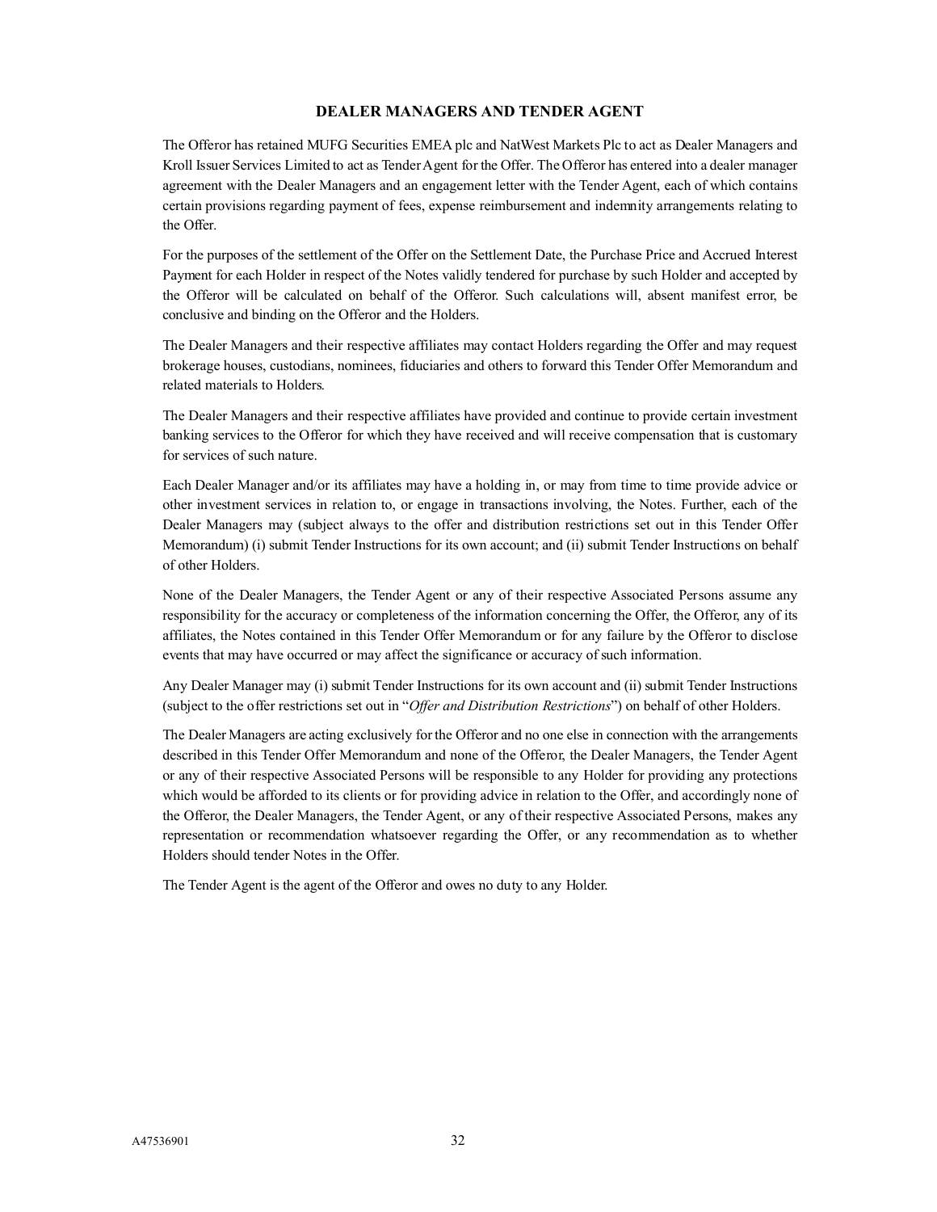## DEALER MANAGERS AND TENDER AGENT

The Offeror has retained MUFG Securities EMEA plc and NatWest Markets Plc to act as Dealer Managers and Kroll Issuer Services Limited to act as Tender Agent for the Offer. The Offeror has entered into a dealer manager agreement with the Dealer Managers and an engagement letter with the Tender Agent, each of which contains certain provisions regarding payment of fees, expense reimbursement and indemnity arrangements relating to the Offer.

For the purposes of the settlement of the Offer on the Settlement Date, the Purchase Price and Accrued Interest Payment for each Holder in respect of the Notes validly tendered for purchase by such Holder and accepted by the Offeror will be calculated on behalf of the Offeror. Such calculations will, absent manifest error, be conclusive and binding on the Offeror and the Holders.

The Dealer Managers and their respective affiliates may contact Holders regarding the Offer and may request brokerage houses, custodians, nominees, fiduciaries and others to forward this Tender Offer Memorandum and related materials to Holders.

The Dealer Managers and their respective affiliates have provided and continue to provide certain investment banking services to the Offeror for which they have received and will receive compensation that is customary for services of such nature.

Each Dealer Manager and/or its affiliates may have a holding in, or may from time to time provide advice or other investment services in relation to, or engage in transactions involving, the Notes. Further, each of the Dealer Managers may (subject always to the offer and distribution restrictions set out in this Tender Offer Memorandum) (i) submit Tender Instructions for its own account; and (ii) submit Tender Instructions on behalf of other Holders.

None of the Dealer Managers, the Tender Agent or any of their respective Associated Persons assume any responsibility for the accuracy or completeness of the information concerning the Offer, the Offeror, any of its affiliates, the Notes contained in this Tender Offer Memorandum or for any failure by the Offeror to disclose events that may have occurred or may affect the significance or accuracy of such information.

Any Dealer Manager may (i) submit Tender Instructions for its own account and (ii) submit Tender Instructions (subject to the offer restrictions set out in "*Offer and Distribution Restrictions*") on behalf of other Holders.

The Dealer Managers are acting exclusively for the Offeror and no one else in connection with the arrangements described in this Tender Offer Memorandum and none of the Offeror, the Dealer Managers, the Tender Agent or any of their respective Associated Persons will be responsible to any Holder for providing any protections which would be afforded to its clients or for providing advice in relation to the Offer, and accordingly none of the Offeror, the Dealer Managers, the Tender Agent, or any of their respective Associated Persons, makes any representation or recommendation whatsoever regarding the Offer, or any recommendation as to whether Holders should tender Notes in the Offer.

The Tender Agent is the agent of the Offeror and owes no duty to any Holder.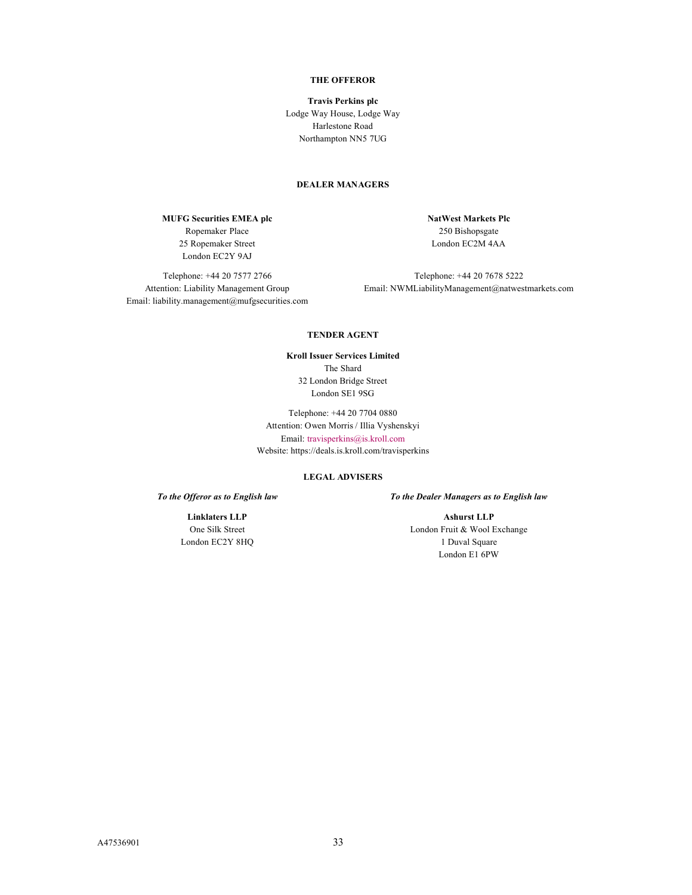**THE OFFEROR**

**Travis Perkins plc**
Lodge Way House, Lodge Way
Harlestone Road
Northampton NN5 7UG

**DEALER MANAGERS**

**MUFG Securities EMEA plc**
Ropemaker Place
25 Ropemaker Street
London EC2Y 9AJ

Telephone: +44 20 7577 2766
Attention: Liability Management Group
Email: liability.management@mufgsecurities.com

**NatWest Markets Plc**
250 Bishopsgate
London EC2M 4AA

Telephone: +44 20 7678 5222
Email: NWMLiabilityManagement@natwestmarkets.com

**TENDER AGENT**

**Kroll Issuer Services Limited**
The Shard
32 London Bridge Street
London SE1 9SG

Telephone: +44 20 7704 0880
Attention: Owen Morris / Illia Vyshenskyi
Email: travisperkins@is.kroll.com
Website: https://deals.is.kroll.com/travisperkins

**LEGAL ADVISERS**

***To the Offeror as to English law***

**Linklaters LLP**
One Silk Street
London EC2Y 8HQ

***To the Dealer Managers as to English law***

**Ashurst LLP**
London Fruit & Wool Exchange
1 Duval Square
London E1 6PW

A47536901